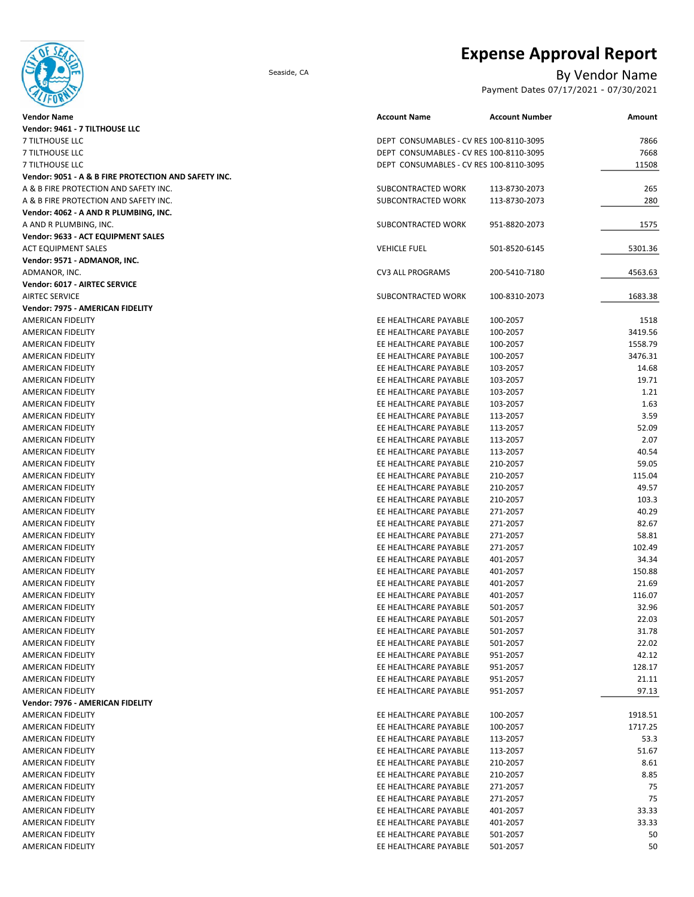# Expense Approval Report

Seaside, CA

## By Vendor Name

Payment Dates 07/17/2021 - 07/30/2021

| Vendor Name | Account Name | Account Number | Amount |
|---|---|---|---|
| **Vendor: 9461 - 7 TILTHOUSE LLC** | | | |
| 7 TILTHOUSE LLC | DEPT CONSUMABLES - CV RES | 100-8110-3095 | 7866 |
| 7 TILTHOUSE LLC | DEPT CONSUMABLES - CV RES | 100-8110-3095 | 7668 |
| 7 TILTHOUSE LLC | DEPT CONSUMABLES - CV RES | 100-8110-3095 | 11508 |
| **Vendor: 9051 - A & B FIRE PROTECTION AND SAFETY INC.** | | | |
| A & B FIRE PROTECTION AND SAFETY INC. | SUBCONTRACTED WORK | 113-8730-2073 | 265 |
| A & B FIRE PROTECTION AND SAFETY INC. | SUBCONTRACTED WORK | 113-8730-2073 | 280 |
| **Vendor: 4062 - A AND R PLUMBING, INC.** | | | |
| A AND R PLUMBING, INC. | SUBCONTRACTED WORK | 951-8820-2073 | 1575 |
| **Vendor: 9633 - ACT EQUIPMENT SALES** | | | |
| ACT EQUIPMENT SALES | VEHICLE FUEL | 501-8520-6145 | 5301.36 |
| **Vendor: 9571 - ADMANOR, INC.** | | | |
| ADMANOR, INC. | CV3 ALL PROGRAMS | 200-5410-7180 | 4563.63 |
| **Vendor: 6017 - AIRTEC SERVICE** | | | |
| AIRTEC SERVICE | SUBCONTRACTED WORK | 100-8310-2073 | 1683.38 |
| **Vendor: 7975 - AMERICAN FIDELITY** | | | |
| AMERICAN FIDELITY | EE HEALTHCARE PAYABLE | 100-2057 | 1518 |
| AMERICAN FIDELITY | EE HEALTHCARE PAYABLE | 100-2057 | 3419.56 |
| AMERICAN FIDELITY | EE HEALTHCARE PAYABLE | 100-2057 | 1558.79 |
| AMERICAN FIDELITY | EE HEALTHCARE PAYABLE | 100-2057 | 3476.31 |
| AMERICAN FIDELITY | EE HEALTHCARE PAYABLE | 103-2057 | 14.68 |
| AMERICAN FIDELITY | EE HEALTHCARE PAYABLE | 103-2057 | 19.71 |
| AMERICAN FIDELITY | EE HEALTHCARE PAYABLE | 103-2057 | 1.21 |
| AMERICAN FIDELITY | EE HEALTHCARE PAYABLE | 103-2057 | 1.63 |
| AMERICAN FIDELITY | EE HEALTHCARE PAYABLE | 113-2057 | 3.59 |
| AMERICAN FIDELITY | EE HEALTHCARE PAYABLE | 113-2057 | 52.09 |
| AMERICAN FIDELITY | EE HEALTHCARE PAYABLE | 113-2057 | 2.07 |
| AMERICAN FIDELITY | EE HEALTHCARE PAYABLE | 113-2057 | 40.54 |
| AMERICAN FIDELITY | EE HEALTHCARE PAYABLE | 210-2057 | 59.05 |
| AMERICAN FIDELITY | EE HEALTHCARE PAYABLE | 210-2057 | 115.04 |
| AMERICAN FIDELITY | EE HEALTHCARE PAYABLE | 210-2057 | 49.57 |
| AMERICAN FIDELITY | EE HEALTHCARE PAYABLE | 210-2057 | 103.3 |
| AMERICAN FIDELITY | EE HEALTHCARE PAYABLE | 271-2057 | 40.29 |
| AMERICAN FIDELITY | EE HEALTHCARE PAYABLE | 271-2057 | 82.67 |
| AMERICAN FIDELITY | EE HEALTHCARE PAYABLE | 271-2057 | 58.81 |
| AMERICAN FIDELITY | EE HEALTHCARE PAYABLE | 271-2057 | 102.49 |
| AMERICAN FIDELITY | EE HEALTHCARE PAYABLE | 401-2057 | 34.34 |
| AMERICAN FIDELITY | EE HEALTHCARE PAYABLE | 401-2057 | 150.88 |
| AMERICAN FIDELITY | EE HEALTHCARE PAYABLE | 401-2057 | 21.69 |
| AMERICAN FIDELITY | EE HEALTHCARE PAYABLE | 401-2057 | 116.07 |
| AMERICAN FIDELITY | EE HEALTHCARE PAYABLE | 501-2057 | 32.96 |
| AMERICAN FIDELITY | EE HEALTHCARE PAYABLE | 501-2057 | 22.03 |
| AMERICAN FIDELITY | EE HEALTHCARE PAYABLE | 501-2057 | 31.78 |
| AMERICAN FIDELITY | EE HEALTHCARE PAYABLE | 501-2057 | 22.02 |
| AMERICAN FIDELITY | EE HEALTHCARE PAYABLE | 951-2057 | 42.12 |
| AMERICAN FIDELITY | EE HEALTHCARE PAYABLE | 951-2057 | 128.17 |
| AMERICAN FIDELITY | EE HEALTHCARE PAYABLE | 951-2057 | 21.11 |
| AMERICAN FIDELITY | EE HEALTHCARE PAYABLE | 951-2057 | 97.13 |
| **Vendor: 7976 - AMERICAN FIDELITY** | | | |
| AMERICAN FIDELITY | EE HEALTHCARE PAYABLE | 100-2057 | 1918.51 |
| AMERICAN FIDELITY | EE HEALTHCARE PAYABLE | 100-2057 | 1717.25 |
| AMERICAN FIDELITY | EE HEALTHCARE PAYABLE | 113-2057 | 53.3 |
| AMERICAN FIDELITY | EE HEALTHCARE PAYABLE | 113-2057 | 51.67 |
| AMERICAN FIDELITY | EE HEALTHCARE PAYABLE | 210-2057 | 8.61 |
| AMERICAN FIDELITY | EE HEALTHCARE PAYABLE | 210-2057 | 8.85 |
| AMERICAN FIDELITY | EE HEALTHCARE PAYABLE | 271-2057 | 75 |
| AMERICAN FIDELITY | EE HEALTHCARE PAYABLE | 271-2057 | 75 |
| AMERICAN FIDELITY | EE HEALTHCARE PAYABLE | 401-2057 | 33.33 |
| AMERICAN FIDELITY | EE HEALTHCARE PAYABLE | 401-2057 | 33.33 |
| AMERICAN FIDELITY | EE HEALTHCARE PAYABLE | 501-2057 | 50 |
| AMERICAN FIDELITY | EE HEALTHCARE PAYABLE | 501-2057 | 50 |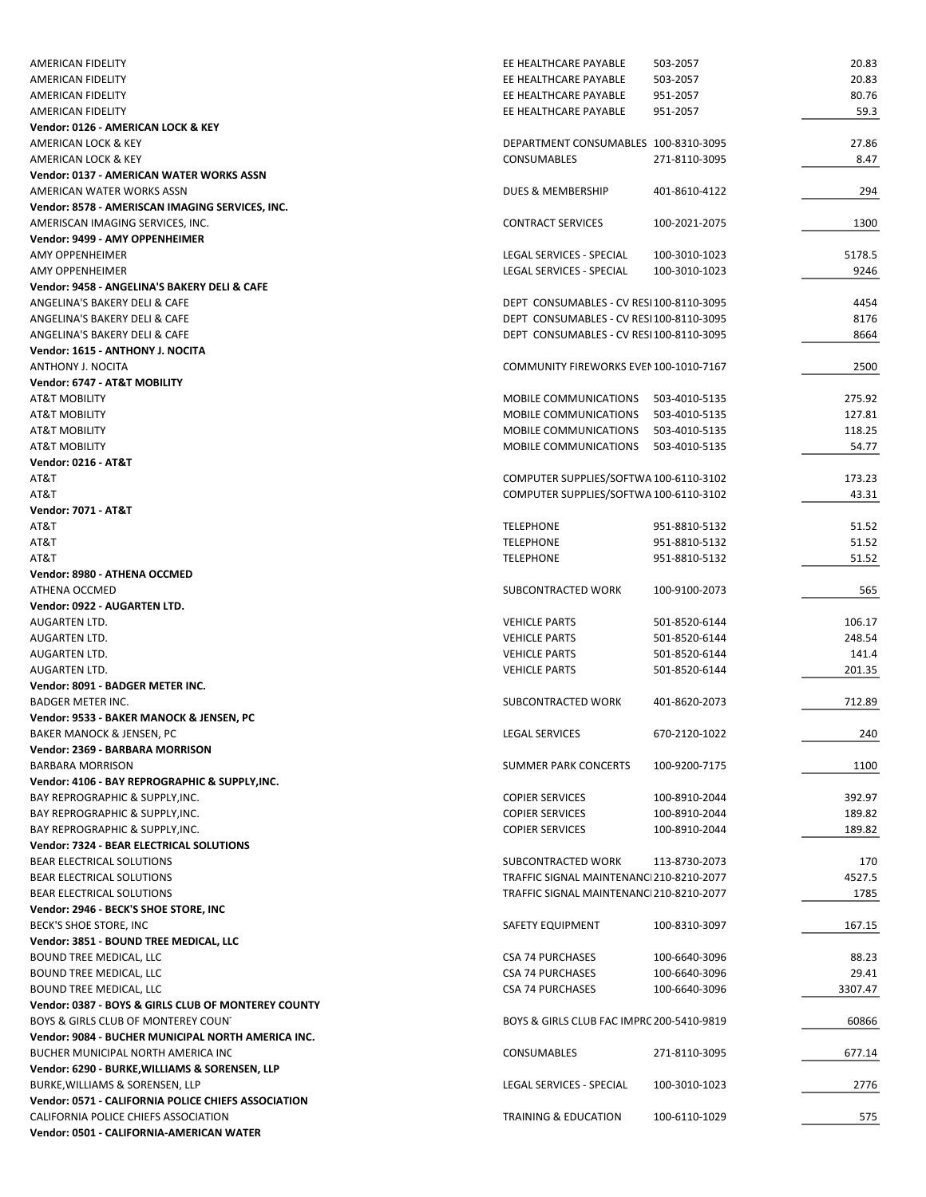| | | | |
|---|---|---|---|
| AMERICAN FIDELITY | EE HEALTHCARE PAYABLE | 503-2057 | 20.83 |
| AMERICAN FIDELITY | EE HEALTHCARE PAYABLE | 503-2057 | 20.83 |
| AMERICAN FIDELITY | EE HEALTHCARE PAYABLE | 951-2057 | 80.76 |
| AMERICAN FIDELITY | EE HEALTHCARE PAYABLE | 951-2057 | 59.3 |
| **Vendor: 0126 - AMERICAN LOCK & KEY** | | | |
| AMERICAN LOCK & KEY | DEPARTMENT CONSUMABLES | 100-8310-3095 | 27.86 |
| AMERICAN LOCK & KEY | CONSUMABLES | 271-8110-3095 | 8.47 |
| **Vendor: 0137 - AMERICAN WATER WORKS ASSN** | | | |
| AMERICAN WATER WORKS ASSN | DUES & MEMBERSHIP | 401-8610-4122 | 294 |
| **Vendor: 8578 - AMERISCAN IMAGING SERVICES, INC.** | | | |
| AMERISCAN IMAGING SERVICES, INC. | CONTRACT SERVICES | 100-2021-2075 | 1300 |
| **Vendor: 9499 - AMY OPPENHEIMER** | | | |
| AMY OPPENHEIMER | LEGAL SERVICES - SPECIAL | 100-3010-1023 | 5178.5 |
| AMY OPPENHEIMER | LEGAL SERVICES - SPECIAL | 100-3010-1023 | 9246 |
| **Vendor: 9458 - ANGELINA'S BAKERY DELI & CAFE** | | | |
| ANGELINA'S BAKERY DELI & CAFE | DEPT CONSUMABLES - CV RESI | 100-8110-3095 | 4454 |
| ANGELINA'S BAKERY DELI & CAFE | DEPT CONSUMABLES - CV RESI | 100-8110-3095 | 8176 |
| ANGELINA'S BAKERY DELI & CAFE | DEPT CONSUMABLES - CV RESI | 100-8110-3095 | 8664 |
| **Vendor: 1615 - ANTHONY J. NOCITA** | | | |
| ANTHONY J. NOCITA | COMMUNITY FIREWORKS EVEN | 100-1010-7167 | 2500 |
| **Vendor: 6747 - AT&T MOBILITY** | | | |
| AT&T MOBILITY | MOBILE COMMUNICATIONS | 503-4010-5135 | 275.92 |
| AT&T MOBILITY | MOBILE COMMUNICATIONS | 503-4010-5135 | 127.81 |
| AT&T MOBILITY | MOBILE COMMUNICATIONS | 503-4010-5135 | 118.25 |
| AT&T MOBILITY | MOBILE COMMUNICATIONS | 503-4010-5135 | 54.77 |
| **Vendor: 0216 - AT&T** | | | |
| AT&T | COMPUTER SUPPLIES/SOFTWA | 100-6110-3102 | 173.23 |
| AT&T | COMPUTER SUPPLIES/SOFTWA | 100-6110-3102 | 43.31 |
| **Vendor: 7071 - AT&T** | | | |
| AT&T | TELEPHONE | 951-8810-5132 | 51.52 |
| AT&T | TELEPHONE | 951-8810-5132 | 51.52 |
| AT&T | TELEPHONE | 951-8810-5132 | 51.52 |
| **Vendor: 8980 - ATHENA OCCMED** | | | |
| ATHENA OCCMED | SUBCONTRACTED WORK | 100-9100-2073 | 565 |
| **Vendor: 0922 - AUGARTEN LTD.** | | | |
| AUGARTEN LTD. | VEHICLE PARTS | 501-8520-6144 | 106.17 |
| AUGARTEN LTD. | VEHICLE PARTS | 501-8520-6144 | 248.54 |
| AUGARTEN LTD. | VEHICLE PARTS | 501-8520-6144 | 141.4 |
| AUGARTEN LTD. | VEHICLE PARTS | 501-8520-6144 | 201.35 |
| **Vendor: 8091 - BADGER METER INC.** | | | |
| BADGER METER INC. | SUBCONTRACTED WORK | 401-8620-2073 | 712.89 |
| **Vendor: 9533 - BAKER MANOCK & JENSEN, PC** | | | |
| BAKER MANOCK & JENSEN, PC | LEGAL SERVICES | 670-2120-1022 | 240 |
| **Vendor: 2369 - BARBARA MORRISON** | | | |
| BARBARA MORRISON | SUMMER PARK CONCERTS | 100-9200-7175 | 1100 |
| **Vendor: 4106 - BAY REPROGRAPHIC & SUPPLY,INC.** | | | |
| BAY REPROGRAPHIC & SUPPLY,INC. | COPIER SERVICES | 100-8910-2044 | 392.97 |
| BAY REPROGRAPHIC & SUPPLY,INC. | COPIER SERVICES | 100-8910-2044 | 189.82 |
| BAY REPROGRAPHIC & SUPPLY,INC. | COPIER SERVICES | 100-8910-2044 | 189.82 |
| **Vendor: 7324 - BEAR ELECTRICAL SOLUTIONS** | | | |
| BEAR ELECTRICAL SOLUTIONS | SUBCONTRACTED WORK | 113-8730-2073 | 170 |
| BEAR ELECTRICAL SOLUTIONS | TRAFFIC SIGNAL MAINTENANC | 210-8210-2077 | 4527.5 |
| BEAR ELECTRICAL SOLUTIONS | TRAFFIC SIGNAL MAINTENANC | 210-8210-2077 | 1785 |
| **Vendor: 2946 - BECK'S SHOE STORE, INC** | | | |
| BECK'S SHOE STORE, INC | SAFETY EQUIPMENT | 100-8310-3097 | 167.15 |
| **Vendor: 3851 - BOUND TREE MEDICAL, LLC** | | | |
| BOUND TREE MEDICAL, LLC | CSA 74 PURCHASES | 100-6640-3096 | 88.23 |
| BOUND TREE MEDICAL, LLC | CSA 74 PURCHASES | 100-6640-3096 | 29.41 |
| BOUND TREE MEDICAL, LLC | CSA 74 PURCHASES | 100-6640-3096 | 3307.47 |
| **Vendor: 0387 - BOYS & GIRLS CLUB OF MONTEREY COUNTY** | | | |
| BOYS & GIRLS CLUB OF MONTEREY COUN | BOYS & GIRLS CLUB FAC IMPRC | 200-5410-9819 | 60866 |
| **Vendor: 9084 - BUCHER MUNICIPAL NORTH AMERICA INC.** | | | |
| BUCHER MUNICIPAL NORTH AMERICA INC | CONSUMABLES | 271-8110-3095 | 677.14 |
| **Vendor: 6290 - BURKE,WILLIAMS & SORENSEN, LLP** | | | |
| BURKE,WILLIAMS & SORENSEN, LLP | LEGAL SERVICES - SPECIAL | 100-3010-1023 | 2776 |
| **Vendor: 0571 - CALIFORNIA POLICE CHIEFS ASSOCIATION** | | | |
| CALIFORNIA POLICE CHIEFS ASSOCIATION | TRAINING & EDUCATION | 100-6110-1029 | 575 |
| **Vendor: 0501 - CALIFORNIA-AMERICAN WATER** | | | |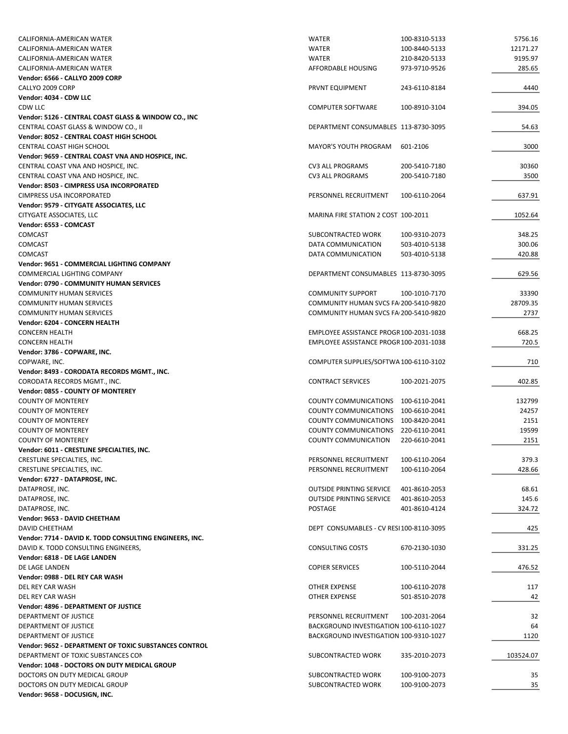| | | | |
|---|---|---|---|
| CALIFORNIA-AMERICAN WATER | WATER | 100-8310-5133 | 5756.16 |
| CALIFORNIA-AMERICAN WATER | WATER | 100-8440-5133 | 12171.27 |
| CALIFORNIA-AMERICAN WATER | WATER | 210-8420-5133 | 9195.97 |
| CALIFORNIA-AMERICAN WATER | AFFORDABLE HOUSING | 973-9710-9526 | 285.65 |
| **Vendor: 6566 - CALLYO 2009 CORP** | | | |
| CALLYO 2009 CORP | PRVNT EQUIPMENT | 243-6110-8184 | 4440 |
| **Vendor: 4034 - CDW LLC** | | | |
| CDW LLC | COMPUTER SOFTWARE | 100-8910-3104 | 394.05 |
| **Vendor: 5126 - CENTRAL COAST GLASS & WINDOW CO., INC** | | | |
| CENTRAL COAST GLASS & WINDOW CO., II | DEPARTMENT CONSUMABLES | 113-8730-3095 | 54.63 |
| **Vendor: 8052 - CENTRAL COAST HIGH SCHOOL** | | | |
| CENTRAL COAST HIGH SCHOOL | MAYOR'S YOUTH PROGRAM | 601-2106 | 3000 |
| **Vendor: 9659 - CENTRAL COAST VNA AND HOSPICE, INC.** | | | |
| CENTRAL COAST VNA AND HOSPICE, INC. | CV3 ALL PROGRAMS | 200-5410-7180 | 30360 |
| CENTRAL COAST VNA AND HOSPICE, INC. | CV3 ALL PROGRAMS | 200-5410-7180 | 3500 |
| **Vendor: 8503 - CIMPRESS USA INCORPORATED** | | | |
| CIMPRESS USA INCORPORATED | PERSONNEL RECRUITMENT | 100-6110-2064 | 637.91 |
| **Vendor: 9579 - CITYGATE ASSOCIATES, LLC** | | | |
| CITYGATE ASSOCIATES, LLC | MARINA FIRE STATION 2 COST | 100-2011 | 1052.64 |
| **Vendor: 6553 - COMCAST** | | | |
| COMCAST | SUBCONTRACTED WORK | 100-9310-2073 | 348.25 |
| COMCAST | DATA COMMUNICATION | 503-4010-5138 | 300.06 |
| COMCAST | DATA COMMUNICATION | 503-4010-5138 | 420.88 |
| **Vendor: 9651 - COMMERCIAL LIGHTING COMPANY** | | | |
| COMMERCIAL LIGHTING COMPANY | DEPARTMENT CONSUMABLES | 113-8730-3095 | 629.56 |
| **Vendor: 0790 - COMMUNITY HUMAN SERVICES** | | | |
| COMMUNITY HUMAN SERVICES | COMMUNITY SUPPORT | 100-1010-7170 | 33390 |
| COMMUNITY HUMAN SERVICES | COMMUNITY HUMAN SVCS FA | 200-5410-9820 | 28709.35 |
| COMMUNITY HUMAN SERVICES | COMMUNITY HUMAN SVCS FA | 200-5410-9820 | 2737 |
| **Vendor: 6204 - CONCERN HEALTH** | | | |
| CONCERN HEALTH | EMPLOYEE ASSISTANCE PROGR | 100-2031-1038 | 668.25 |
| CONCERN HEALTH | EMPLOYEE ASSISTANCE PROGR | 100-2031-1038 | 720.5 |
| **Vendor: 3786 - COPWARE, INC.** | | | |
| COPWARE, INC. | COMPUTER SUPPLIES/SOFTWA | 100-6110-3102 | 710 |
| **Vendor: 8493 - CORODATA RECORDS MGMT., INC.** | | | |
| CORODATA RECORDS MGMT., INC. | CONTRACT SERVICES | 100-2021-2075 | 402.85 |
| **Vendor: 0855 - COUNTY OF MONTEREY** | | | |
| COUNTY OF MONTEREY | COUNTY COMMUNICATIONS | 100-6110-2041 | 132799 |
| COUNTY OF MONTEREY | COUNTY COMMUNICATIONS | 100-6610-2041 | 24257 |
| COUNTY OF MONTEREY | COUNTY COMMUNICATIONS | 100-8420-2041 | 2151 |
| COUNTY OF MONTEREY | COUNTY COMMUNICATIONS | 220-6110-2041 | 19599 |
| COUNTY OF MONTEREY | COUNTY COMMUNICATION | 220-6610-2041 | 2151 |
| **Vendor: 6011 - CRESTLINE SPECIALTIES, INC.** | | | |
| CRESTLINE SPECIALTIES, INC. | PERSONNEL RECRUITMENT | 100-6110-2064 | 379.3 |
| CRESTLINE SPECIALTIES, INC. | PERSONNEL RECRUITMENT | 100-6110-2064 | 428.66 |
| **Vendor: 6727 - DATAPROSE, INC.** | | | |
| DATAPROSE, INC. | OUTSIDE PRINTING SERVICE | 401-8610-2053 | 68.61 |
| DATAPROSE, INC. | OUTSIDE PRINTING SERVICE | 401-8610-2053 | 145.6 |
| DATAPROSE, INC. | POSTAGE | 401-8610-4124 | 324.72 |
| **Vendor: 9653 - DAVID CHEETHAM** | | | |
| DAVID CHEETHAM | DEPT CONSUMABLES - CV RESI | 100-8110-3095 | 425 |
| **Vendor: 7714 - DAVID K. TODD CONSULTING ENGINEERS, INC.** | | | |
| DAVID K. TODD CONSULTING ENGINEERS, | CONSULTING COSTS | 670-2130-1030 | 331.25 |
| **Vendor: 6818 - DE LAGE LANDEN** | | | |
| DE LAGE LANDEN | COPIER SERVICES | 100-5110-2044 | 476.52 |
| **Vendor: 0988 - DEL REY CAR WASH** | | | |
| DEL REY CAR WASH | OTHER EXPENSE | 100-6110-2078 | 117 |
| DEL REY CAR WASH | OTHER EXPENSE | 501-8510-2078 | 42 |
| **Vendor: 4896 - DEPARTMENT OF JUSTICE** | | | |
| DEPARTMENT OF JUSTICE | PERSONNEL RECRUITMENT | 100-2031-2064 | 32 |
| DEPARTMENT OF JUSTICE | BACKGROUND INVESTIGATION | 100-6110-1027 | 64 |
| DEPARTMENT OF JUSTICE | BACKGROUND INVESTIGATION | 100-9310-1027 | 1120 |
| **Vendor: 9652 - DEPARTMENT OF TOXIC SUBSTANCES CONTROL** | | | |
| DEPARTMENT OF TOXIC SUBSTANCES CON | SUBCONTRACTED WORK | 335-2010-2073 | 103524.07 |
| **Vendor: 1048 - DOCTORS ON DUTY MEDICAL GROUP** | | | |
| DOCTORS ON DUTY MEDICAL GROUP | SUBCONTRACTED WORK | 100-9100-2073 | 35 |
| DOCTORS ON DUTY MEDICAL GROUP | SUBCONTRACTED WORK | 100-9100-2073 | 35 |
| **Vendor: 9658 - DOCUSIGN, INC.** | | | |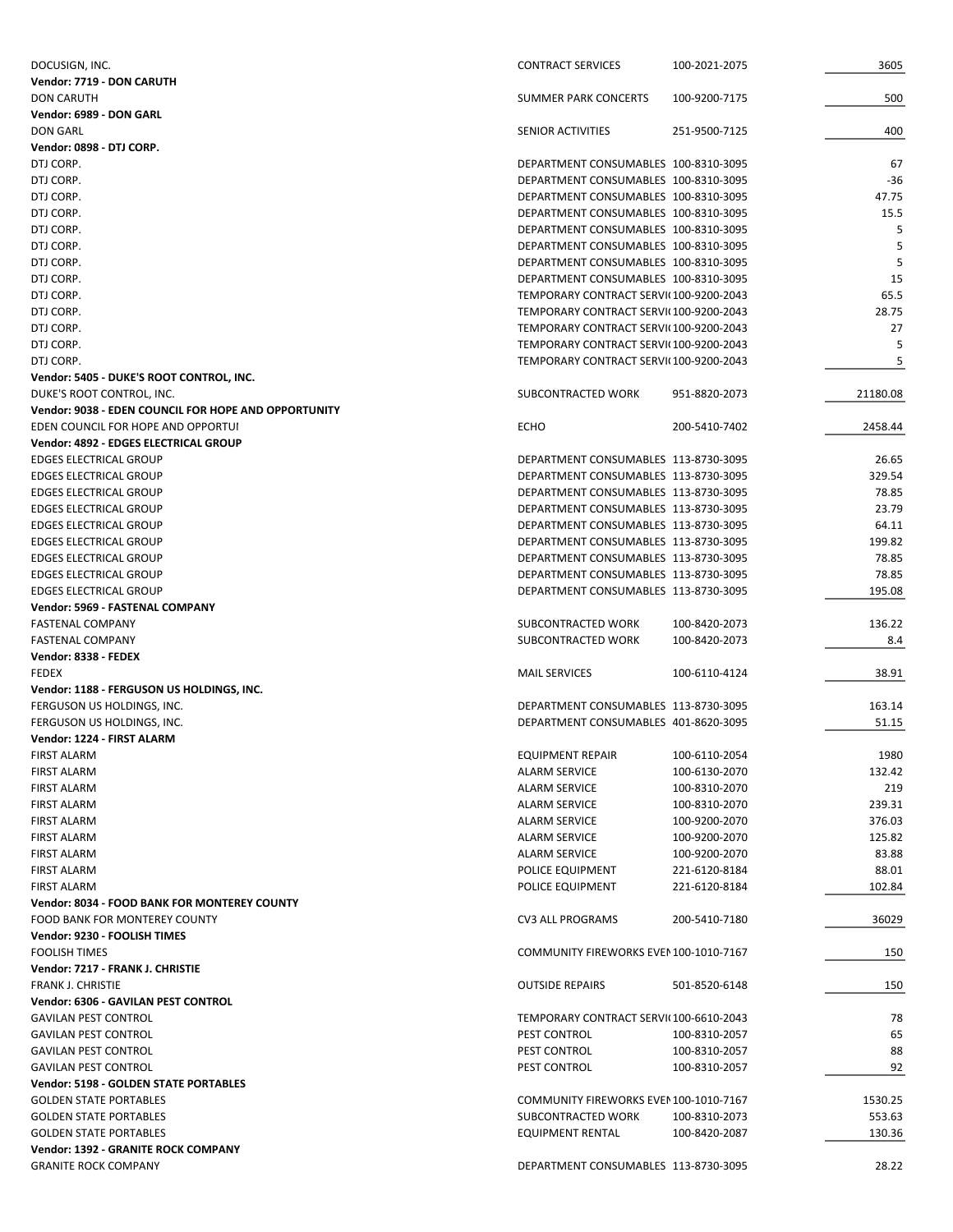| | | | |
|---|---|---|---|
| DOCUSIGN, INC. | CONTRACT SERVICES | 100-2021-2075 | 3605 |
| **Vendor: 7719 - DON CARUTH** | | | |
| DON CARUTH | SUMMER PARK CONCERTS | 100-9200-7175 | 500 |
| **Vendor: 6989 - DON GARL** | | | |
| DON GARL | SENIOR ACTIVITIES | 251-9500-7125 | 400 |
| **Vendor: 0898 - DTJ CORP.** | | | |
| DTJ CORP. | DEPARTMENT CONSUMABLES | 100-8310-3095 | 67 |
| DTJ CORP. | DEPARTMENT CONSUMABLES | 100-8310-3095 | -36 |
| DTJ CORP. | DEPARTMENT CONSUMABLES | 100-8310-3095 | 47.75 |
| DTJ CORP. | DEPARTMENT CONSUMABLES | 100-8310-3095 | 15.5 |
| DTJ CORP. | DEPARTMENT CONSUMABLES | 100-8310-3095 | 5 |
| DTJ CORP. | DEPARTMENT CONSUMABLES | 100-8310-3095 | 5 |
| DTJ CORP. | DEPARTMENT CONSUMABLES | 100-8310-3095 | 5 |
| DTJ CORP. | DEPARTMENT CONSUMABLES | 100-8310-3095 | 15 |
| DTJ CORP. | TEMPORARY CONTRACT SERVI( | 100-9200-2043 | 65.5 |
| DTJ CORP. | TEMPORARY CONTRACT SERVI( | 100-9200-2043 | 28.75 |
| DTJ CORP. | TEMPORARY CONTRACT SERVI( | 100-9200-2043 | 27 |
| DTJ CORP. | TEMPORARY CONTRACT SERVI( | 100-9200-2043 | 5 |
| DTJ CORP. | TEMPORARY CONTRACT SERVI( | 100-9200-2043 | 5 |
| **Vendor: 5405 - DUKE'S ROOT CONTROL, INC.** | | | |
| DUKE'S ROOT CONTROL, INC. | SUBCONTRACTED WORK | 951-8820-2073 | 21180.08 |
| **Vendor: 9038 - EDEN COUNCIL FOR HOPE AND OPPORTUNITY** | | | |
| EDEN COUNCIL FOR HOPE AND OPPORTUI | ECHO | 200-5410-7402 | 2458.44 |
| **Vendor: 4892 - EDGES ELECTRICAL GROUP** | | | |
| EDGES ELECTRICAL GROUP | DEPARTMENT CONSUMABLES | 113-8730-3095 | 26.65 |
| EDGES ELECTRICAL GROUP | DEPARTMENT CONSUMABLES | 113-8730-3095 | 329.54 |
| EDGES ELECTRICAL GROUP | DEPARTMENT CONSUMABLES | 113-8730-3095 | 78.85 |
| EDGES ELECTRICAL GROUP | DEPARTMENT CONSUMABLES | 113-8730-3095 | 23.79 |
| EDGES ELECTRICAL GROUP | DEPARTMENT CONSUMABLES | 113-8730-3095 | 64.11 |
| EDGES ELECTRICAL GROUP | DEPARTMENT CONSUMABLES | 113-8730-3095 | 199.82 |
| EDGES ELECTRICAL GROUP | DEPARTMENT CONSUMABLES | 113-8730-3095 | 78.85 |
| EDGES ELECTRICAL GROUP | DEPARTMENT CONSUMABLES | 113-8730-3095 | 78.85 |
| EDGES ELECTRICAL GROUP | DEPARTMENT CONSUMABLES | 113-8730-3095 | 195.08 |
| **Vendor: 5969 - FASTENAL COMPANY** | | | |
| FASTENAL COMPANY | SUBCONTRACTED WORK | 100-8420-2073 | 136.22 |
| FASTENAL COMPANY | SUBCONTRACTED WORK | 100-8420-2073 | 8.4 |
| **Vendor: 8338 - FEDEX** | | | |
| FEDEX | MAIL SERVICES | 100-6110-4124 | 38.91 |
| **Vendor: 1188 - FERGUSON US HOLDINGS, INC.** | | | |
| FERGUSON US HOLDINGS, INC. | DEPARTMENT CONSUMABLES | 113-8730-3095 | 163.14 |
| FERGUSON US HOLDINGS, INC. | DEPARTMENT CONSUMABLES | 401-8620-3095 | 51.15 |
| **Vendor: 1224 - FIRST ALARM** | | | |
| FIRST ALARM | EQUIPMENT REPAIR | 100-6110-2054 | 1980 |
| FIRST ALARM | ALARM SERVICE | 100-6130-2070 | 132.42 |
| FIRST ALARM | ALARM SERVICE | 100-8310-2070 | 219 |
| FIRST ALARM | ALARM SERVICE | 100-8310-2070 | 239.31 |
| FIRST ALARM | ALARM SERVICE | 100-9200-2070 | 376.03 |
| FIRST ALARM | ALARM SERVICE | 100-9200-2070 | 125.82 |
| FIRST ALARM | ALARM SERVICE | 100-9200-2070 | 83.88 |
| FIRST ALARM | POLICE EQUIPMENT | 221-6120-8184 | 88.01 |
| FIRST ALARM | POLICE EQUIPMENT | 221-6120-8184 | 102.84 |
| **Vendor: 8034 - FOOD BANK FOR MONTEREY COUNTY** | | | |
| FOOD BANK FOR MONTEREY COUNTY | CV3 ALL PROGRAMS | 200-5410-7180 | 36029 |
| **Vendor: 9230 - FOOLISH TIMES** | | | |
| FOOLISH TIMES | COMMUNITY FIREWORKS EVEI | 100-1010-7167 | 150 |
| **Vendor: 7217 - FRANK J. CHRISTIE** | | | |
| FRANK J. CHRISTIE | OUTSIDE REPAIRS | 501-8520-6148 | 150 |
| **Vendor: 6306 - GAVILAN PEST CONTROL** | | | |
| GAVILAN PEST CONTROL | TEMPORARY CONTRACT SERVI( | 100-6610-2043 | 78 |
| GAVILAN PEST CONTROL | PEST CONTROL | 100-8310-2057 | 65 |
| GAVILAN PEST CONTROL | PEST CONTROL | 100-8310-2057 | 88 |
| GAVILAN PEST CONTROL | PEST CONTROL | 100-8310-2057 | 92 |
| **Vendor: 5198 - GOLDEN STATE PORTABLES** | | | |
| GOLDEN STATE PORTABLES | COMMUNITY FIREWORKS EVEI | 100-1010-7167 | 1530.25 |
| GOLDEN STATE PORTABLES | SUBCONTRACTED WORK | 100-8310-2073 | 553.63 |
| GOLDEN STATE PORTABLES | EQUIPMENT RENTAL | 100-8420-2087 | 130.36 |
| **Vendor: 1392 - GRANITE ROCK COMPANY** | | | |
| GRANITE ROCK COMPANY | DEPARTMENT CONSUMABLES | 113-8730-3095 | 28.22 |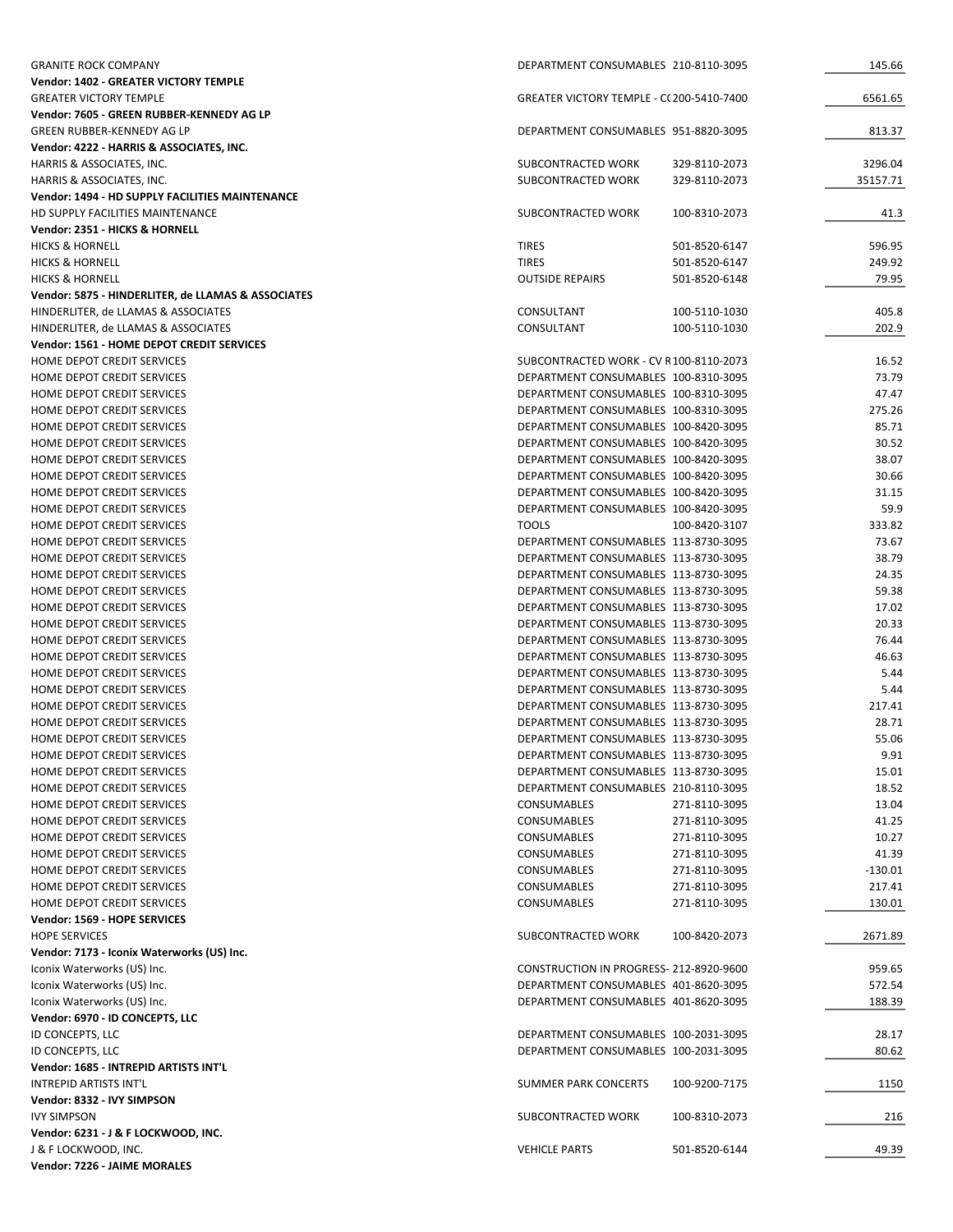| | | | |
|---|---|---|---|
| GRANITE ROCK COMPANY | DEPARTMENT CONSUMABLES | 210-8110-3095 | 145.66 |
| **Vendor: 1402 - GREATER VICTORY TEMPLE** | | | |
| GREATER VICTORY TEMPLE | GREATER VICTORY TEMPLE - C( | 200-5410-7400 | 6561.65 |
| **Vendor: 7605 - GREEN RUBBER-KENNEDY AG LP** | | | |
| GREEN RUBBER-KENNEDY AG LP | DEPARTMENT CONSUMABLES | 951-8820-3095 | 813.37 |
| **Vendor: 4222 - HARRIS & ASSOCIATES, INC.** | | | |
| HARRIS & ASSOCIATES, INC. | SUBCONTRACTED WORK | 329-8110-2073 | 3296.04 |
| HARRIS & ASSOCIATES, INC. | SUBCONTRACTED WORK | 329-8110-2073 | 35157.71 |
| **Vendor: 1494 - HD SUPPLY FACILITIES MAINTENANCE** | | | |
| HD SUPPLY FACILITIES MAINTENANCE | SUBCONTRACTED WORK | 100-8310-2073 | 41.3 |
| **Vendor: 2351 - HICKS & HORNELL** | | | |
| HICKS & HORNELL | TIRES | 501-8520-6147 | 596.95 |
| HICKS & HORNELL | TIRES | 501-8520-6147 | 249.92 |
| HICKS & HORNELL | OUTSIDE REPAIRS | 501-8520-6148 | 79.95 |
| **Vendor: 5875 - HINDERLITER, de LLAMAS & ASSOCIATES** | | | |
| HINDERLITER, de LLAMAS & ASSOCIATES | CONSULTANT | 100-5110-1030 | 405.8 |
| HINDERLITER, de LLAMAS & ASSOCIATES | CONSULTANT | 100-5110-1030 | 202.9 |
| **Vendor: 1561 - HOME DEPOT CREDIT SERVICES** | | | |
| HOME DEPOT CREDIT SERVICES | SUBCONTRACTED WORK - CV R | 100-8110-2073 | 16.52 |
| HOME DEPOT CREDIT SERVICES | DEPARTMENT CONSUMABLES | 100-8310-3095 | 73.79 |
| HOME DEPOT CREDIT SERVICES | DEPARTMENT CONSUMABLES | 100-8310-3095 | 47.47 |
| HOME DEPOT CREDIT SERVICES | DEPARTMENT CONSUMABLES | 100-8310-3095 | 275.26 |
| HOME DEPOT CREDIT SERVICES | DEPARTMENT CONSUMABLES | 100-8420-3095 | 85.71 |
| HOME DEPOT CREDIT SERVICES | DEPARTMENT CONSUMABLES | 100-8420-3095 | 30.52 |
| HOME DEPOT CREDIT SERVICES | DEPARTMENT CONSUMABLES | 100-8420-3095 | 38.07 |
| HOME DEPOT CREDIT SERVICES | DEPARTMENT CONSUMABLES | 100-8420-3095 | 30.66 |
| HOME DEPOT CREDIT SERVICES | DEPARTMENT CONSUMABLES | 100-8420-3095 | 31.15 |
| HOME DEPOT CREDIT SERVICES | DEPARTMENT CONSUMABLES | 100-8420-3095 | 59.9 |
| HOME DEPOT CREDIT SERVICES | TOOLS | 100-8420-3107 | 333.82 |
| HOME DEPOT CREDIT SERVICES | DEPARTMENT CONSUMABLES | 113-8730-3095 | 73.67 |
| HOME DEPOT CREDIT SERVICES | DEPARTMENT CONSUMABLES | 113-8730-3095 | 38.79 |
| HOME DEPOT CREDIT SERVICES | DEPARTMENT CONSUMABLES | 113-8730-3095 | 24.35 |
| HOME DEPOT CREDIT SERVICES | DEPARTMENT CONSUMABLES | 113-8730-3095 | 59.38 |
| HOME DEPOT CREDIT SERVICES | DEPARTMENT CONSUMABLES | 113-8730-3095 | 17.02 |
| HOME DEPOT CREDIT SERVICES | DEPARTMENT CONSUMABLES | 113-8730-3095 | 20.33 |
| HOME DEPOT CREDIT SERVICES | DEPARTMENT CONSUMABLES | 113-8730-3095 | 76.44 |
| HOME DEPOT CREDIT SERVICES | DEPARTMENT CONSUMABLES | 113-8730-3095 | 46.63 |
| HOME DEPOT CREDIT SERVICES | DEPARTMENT CONSUMABLES | 113-8730-3095 | 5.44 |
| HOME DEPOT CREDIT SERVICES | DEPARTMENT CONSUMABLES | 113-8730-3095 | 5.44 |
| HOME DEPOT CREDIT SERVICES | DEPARTMENT CONSUMABLES | 113-8730-3095 | 217.41 |
| HOME DEPOT CREDIT SERVICES | DEPARTMENT CONSUMABLES | 113-8730-3095 | 28.71 |
| HOME DEPOT CREDIT SERVICES | DEPARTMENT CONSUMABLES | 113-8730-3095 | 55.06 |
| HOME DEPOT CREDIT SERVICES | DEPARTMENT CONSUMABLES | 113-8730-3095 | 9.91 |
| HOME DEPOT CREDIT SERVICES | DEPARTMENT CONSUMABLES | 113-8730-3095 | 15.01 |
| HOME DEPOT CREDIT SERVICES | DEPARTMENT CONSUMABLES | 210-8110-3095 | 18.52 |
| HOME DEPOT CREDIT SERVICES | CONSUMABLES | 271-8110-3095 | 13.04 |
| HOME DEPOT CREDIT SERVICES | CONSUMABLES | 271-8110-3095 | 41.25 |
| HOME DEPOT CREDIT SERVICES | CONSUMABLES | 271-8110-3095 | 10.27 |
| HOME DEPOT CREDIT SERVICES | CONSUMABLES | 271-8110-3095 | 41.39 |
| HOME DEPOT CREDIT SERVICES | CONSUMABLES | 271-8110-3095 | -130.01 |
| HOME DEPOT CREDIT SERVICES | CONSUMABLES | 271-8110-3095 | 217.41 |
| HOME DEPOT CREDIT SERVICES | CONSUMABLES | 271-8110-3095 | 130.01 |
| **Vendor: 1569 - HOPE SERVICES** | | | |
| HOPE SERVICES | SUBCONTRACTED WORK | 100-8420-2073 | 2671.89 |
| **Vendor: 7173 - Iconix Waterworks (US) Inc.** | | | |
| Iconix Waterworks (US) Inc. | CONSTRUCTION IN PROGRESS- | 212-8920-9600 | 959.65 |
| Iconix Waterworks (US) Inc. | DEPARTMENT CONSUMABLES | 401-8620-3095 | 572.54 |
| Iconix Waterworks (US) Inc. | DEPARTMENT CONSUMABLES | 401-8620-3095 | 188.39 |
| **Vendor: 6970 - ID CONCEPTS, LLC** | | | |
| ID CONCEPTS, LLC | DEPARTMENT CONSUMABLES | 100-2031-3095 | 28.17 |
| ID CONCEPTS, LLC | DEPARTMENT CONSUMABLES | 100-2031-3095 | 80.62 |
| **Vendor: 1685 - INTREPID ARTISTS INT'L** | | | |
| INTREPID ARTISTS INT'L | SUMMER PARK CONCERTS | 100-9200-7175 | 1150 |
| **Vendor: 8332 - IVY SIMPSON** | | | |
| IVY SIMPSON | SUBCONTRACTED WORK | 100-8310-2073 | 216 |
| **Vendor: 6231 - J & F LOCKWOOD, INC.** | | | |
| J & F LOCKWOOD, INC. | VEHICLE PARTS | 501-8520-6144 | 49.39 |
| **Vendor: 7226 - JAIME MORALES** | | | |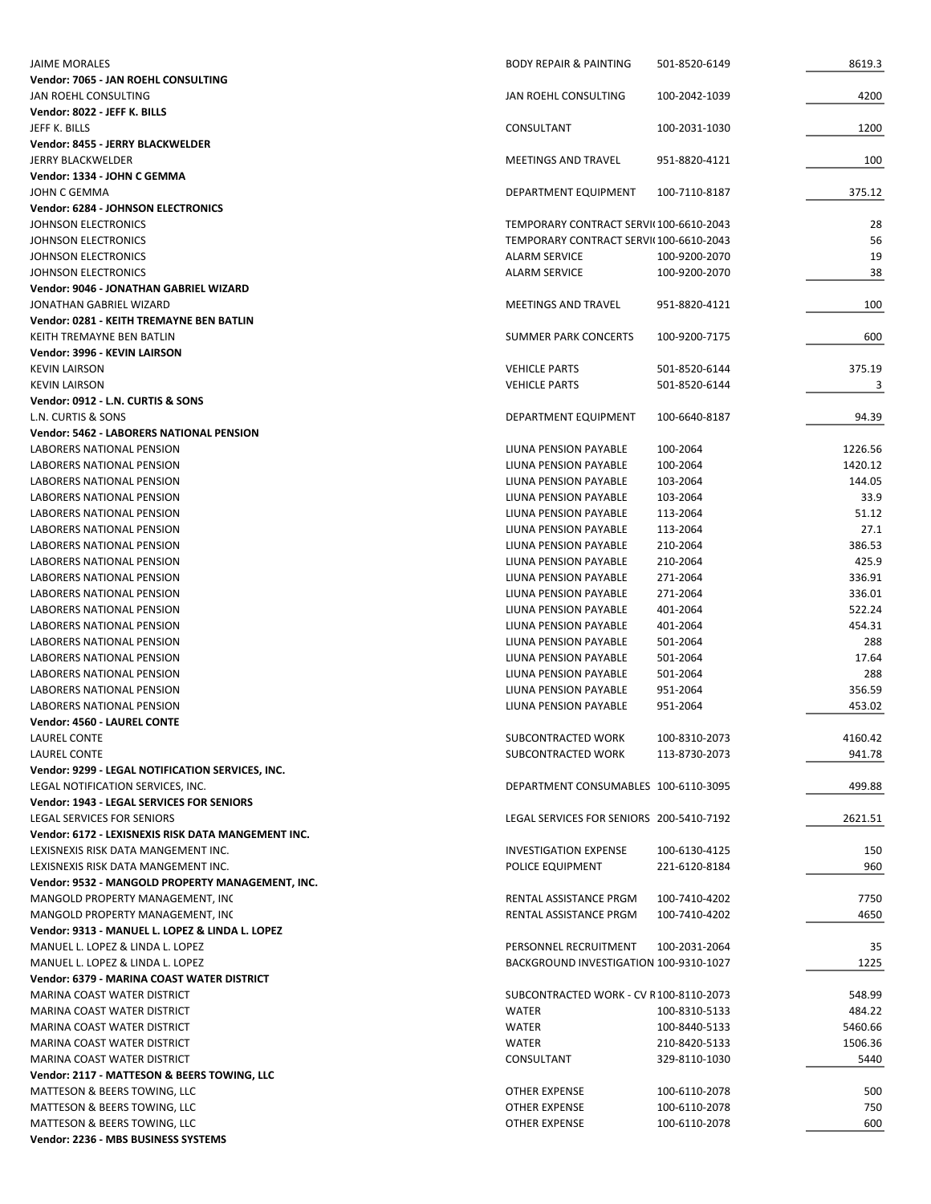| | | | |
|---|---|---|---|
| JAIME MORALES | BODY REPAIR & PAINTING | 501-8520-6149 | 8619.3 |
| **Vendor: 7065 - JAN ROEHL CONSULTING** | | | |
| JAN ROEHL CONSULTING | JAN ROEHL CONSULTING | 100-2042-1039 | 4200 |
| **Vendor: 8022 - JEFF K. BILLS** | | | |
| JEFF K. BILLS | CONSULTANT | 100-2031-1030 | 1200 |
| **Vendor: 8455 - JERRY BLACKWELDER** | | | |
| JERRY BLACKWELDER | MEETINGS AND TRAVEL | 951-8820-4121 | 100 |
| **Vendor: 1334 - JOHN C GEMMA** | | | |
| JOHN C GEMMA | DEPARTMENT EQUIPMENT | 100-7110-8187 | 375.12 |
| **Vendor: 6284 - JOHNSON ELECTRONICS** | | | |
| JOHNSON ELECTRONICS | TEMPORARY CONTRACT SERVI( | 100-6610-2043 | 28 |
| JOHNSON ELECTRONICS | TEMPORARY CONTRACT SERVI( | 100-6610-2043 | 56 |
| JOHNSON ELECTRONICS | ALARM SERVICE | 100-9200-2070 | 19 |
| JOHNSON ELECTRONICS | ALARM SERVICE | 100-9200-2070 | 38 |
| **Vendor: 9046 - JONATHAN GABRIEL WIZARD** | | | |
| JONATHAN GABRIEL WIZARD | MEETINGS AND TRAVEL | 951-8820-4121 | 100 |
| **Vendor: 0281 - KEITH TREMAYNE BEN BATLIN** | | | |
| KEITH TREMAYNE BEN BATLIN | SUMMER PARK CONCERTS | 100-9200-7175 | 600 |
| **Vendor: 3996 - KEVIN LAIRSON** | | | |
| KEVIN LAIRSON | VEHICLE PARTS | 501-8520-6144 | 375.19 |
| KEVIN LAIRSON | VEHICLE PARTS | 501-8520-6144 | 3 |
| **Vendor: 0912 - L.N. CURTIS & SONS** | | | |
| L.N. CURTIS & SONS | DEPARTMENT EQUIPMENT | 100-6640-8187 | 94.39 |
| **Vendor: 5462 - LABORERS NATIONAL PENSION** | | | |
| LABORERS NATIONAL PENSION | LIUNA PENSION PAYABLE | 100-2064 | 1226.56 |
| LABORERS NATIONAL PENSION | LIUNA PENSION PAYABLE | 100-2064 | 1420.12 |
| LABORERS NATIONAL PENSION | LIUNA PENSION PAYABLE | 103-2064 | 144.05 |
| LABORERS NATIONAL PENSION | LIUNA PENSION PAYABLE | 103-2064 | 33.9 |
| LABORERS NATIONAL PENSION | LIUNA PENSION PAYABLE | 113-2064 | 51.12 |
| LABORERS NATIONAL PENSION | LIUNA PENSION PAYABLE | 113-2064 | 27.1 |
| LABORERS NATIONAL PENSION | LIUNA PENSION PAYABLE | 210-2064 | 386.53 |
| LABORERS NATIONAL PENSION | LIUNA PENSION PAYABLE | 210-2064 | 425.9 |
| LABORERS NATIONAL PENSION | LIUNA PENSION PAYABLE | 271-2064 | 336.91 |
| LABORERS NATIONAL PENSION | LIUNA PENSION PAYABLE | 271-2064 | 336.01 |
| LABORERS NATIONAL PENSION | LIUNA PENSION PAYABLE | 401-2064 | 522.24 |
| LABORERS NATIONAL PENSION | LIUNA PENSION PAYABLE | 401-2064 | 454.31 |
| LABORERS NATIONAL PENSION | LIUNA PENSION PAYABLE | 501-2064 | 288 |
| LABORERS NATIONAL PENSION | LIUNA PENSION PAYABLE | 501-2064 | 17.64 |
| LABORERS NATIONAL PENSION | LIUNA PENSION PAYABLE | 501-2064 | 288 |
| LABORERS NATIONAL PENSION | LIUNA PENSION PAYABLE | 951-2064 | 356.59 |
| LABORERS NATIONAL PENSION | LIUNA PENSION PAYABLE | 951-2064 | 453.02 |
| **Vendor: 4560 - LAUREL CONTE** | | | |
| LAUREL CONTE | SUBCONTRACTED WORK | 100-8310-2073 | 4160.42 |
| LAUREL CONTE | SUBCONTRACTED WORK | 113-8730-2073 | 941.78 |
| **Vendor: 9299 - LEGAL NOTIFICATION SERVICES, INC.** | | | |
| LEGAL NOTIFICATION SERVICES, INC. | DEPARTMENT CONSUMABLES | 100-6110-3095 | 499.88 |
| **Vendor: 1943 - LEGAL SERVICES FOR SENIORS** | | | |
| LEGAL SERVICES FOR SENIORS | LEGAL SERVICES FOR SENIORS | 200-5410-7192 | 2621.51 |
| **Vendor: 6172 - LEXISNEXIS RISK DATA MANGEMENT INC.** | | | |
| LEXISNEXIS RISK DATA MANGEMENT INC. | INVESTIGATION EXPENSE | 100-6130-4125 | 150 |
| LEXISNEXIS RISK DATA MANGEMENT INC. | POLICE EQUIPMENT | 221-6120-8184 | 960 |
| **Vendor: 9532 - MANGOLD PROPERTY MANAGEMENT, INC.** | | | |
| MANGOLD PROPERTY MANAGEMENT, INC | RENTAL ASSISTANCE PRGM | 100-7410-4202 | 7750 |
| MANGOLD PROPERTY MANAGEMENT, INC | RENTAL ASSISTANCE PRGM | 100-7410-4202 | 4650 |
| **Vendor: 9313 - MANUEL L. LOPEZ & LINDA L. LOPEZ** | | | |
| MANUEL L. LOPEZ & LINDA L. LOPEZ | PERSONNEL RECRUITMENT | 100-2031-2064 | 35 |
| MANUEL L. LOPEZ & LINDA L. LOPEZ | BACKGROUND INVESTIGATION | 100-9310-1027 | 1225 |
| **Vendor: 6379 - MARINA COAST WATER DISTRICT** | | | |
| MARINA COAST WATER DISTRICT | SUBCONTRACTED WORK - CV R | 100-8110-2073 | 548.99 |
| MARINA COAST WATER DISTRICT | WATER | 100-8310-5133 | 484.22 |
| MARINA COAST WATER DISTRICT | WATER | 100-8440-5133 | 5460.66 |
| MARINA COAST WATER DISTRICT | WATER | 210-8420-5133 | 1506.36 |
| MARINA COAST WATER DISTRICT | CONSULTANT | 329-8110-1030 | 5440 |
| **Vendor: 2117 - MATTESON & BEERS TOWING, LLC** | | | |
| MATTESON & BEERS TOWING, LLC | OTHER EXPENSE | 100-6110-2078 | 500 |
| MATTESON & BEERS TOWING, LLC | OTHER EXPENSE | 100-6110-2078 | 750 |
| MATTESON & BEERS TOWING, LLC | OTHER EXPENSE | 100-6110-2078 | 600 |
| **Vendor: 2236 - MBS BUSINESS SYSTEMS** | | | |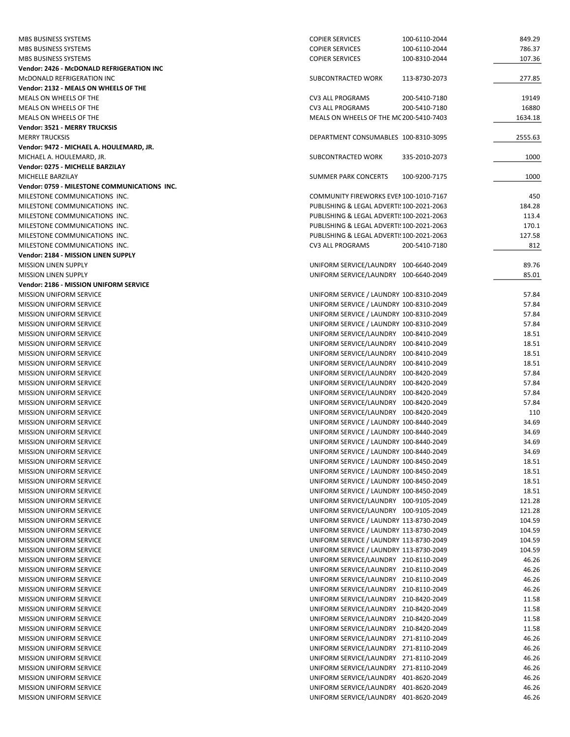| Vendor | Description | Account | Amount |
|---|---|---|---|
| MBS BUSINESS SYSTEMS | COPIER SERVICES | 100-6110-2044 | 849.29 |
| MBS BUSINESS SYSTEMS | COPIER SERVICES | 100-6110-2044 | 786.37 |
| MBS BUSINESS SYSTEMS | COPIER SERVICES | 100-8310-2044 | 107.36 |
| **Vendor: 2426 - McDONALD REFRIGERATION INC** | | | |
| McDONALD REFRIGERATION INC | SUBCONTRACTED WORK | 113-8730-2073 | 277.85 |
| **Vendor: 2132 - MEALS ON WHEELS OF THE** | | | |
| MEALS ON WHEELS OF THE | CV3 ALL PROGRAMS | 200-5410-7180 | 19149 |
| MEALS ON WHEELS OF THE | CV3 ALL PROGRAMS | 200-5410-7180 | 16880 |
| MEALS ON WHEELS OF THE | MEALS ON WHEELS OF THE MC | 200-5410-7403 | 1634.18 |
| **Vendor: 3521 - MERRY TRUCKSIS** | | | |
| MERRY TRUCKSIS | DEPARTMENT CONSUMABLES | 100-8310-3095 | 2555.63 |
| **Vendor: 9472 - MICHAEL A. HOULEMARD, JR.** | | | |
| MICHAEL A. HOULEMARD, JR. | SUBCONTRACTED WORK | 335-2010-2073 | 1000 |
| **Vendor: 0275 - MICHELLE BARZILAY** | | | |
| MICHELLE BARZILAY | SUMMER PARK CONCERTS | 100-9200-7175 | 1000 |
| **Vendor: 0759 - MILESTONE COMMUNICATIONS INC.** | | | |
| MILESTONE COMMUNICATIONS INC. | COMMUNITY FIREWORKS EVEN | 100-1010-7167 | 450 |
| MILESTONE COMMUNICATIONS INC. | PUBLISHING & LEGAL ADVERTIS | 100-2021-2063 | 184.28 |
| MILESTONE COMMUNICATIONS INC. | PUBLISHING & LEGAL ADVERTIS | 100-2021-2063 | 113.4 |
| MILESTONE COMMUNICATIONS INC. | PUBLISHING & LEGAL ADVERTIS | 100-2021-2063 | 170.1 |
| MILESTONE COMMUNICATIONS INC. | PUBLISHING & LEGAL ADVERTIS | 100-2021-2063 | 127.58 |
| MILESTONE COMMUNICATIONS INC. | CV3 ALL PROGRAMS | 200-5410-7180 | 812 |
| **Vendor: 2184 - MISSION LINEN SUPPLY** | | | |
| MISSION LINEN SUPPLY | UNIFORM SERVICE/LAUNDRY | 100-6640-2049 | 89.76 |
| MISSION LINEN SUPPLY | UNIFORM SERVICE/LAUNDRY | 100-6640-2049 | 85.01 |
| **Vendor: 2186 - MISSION UNIFORM SERVICE** | | | |
| MISSION UNIFORM SERVICE | UNIFORM SERVICE / LAUNDRY | 100-8310-2049 | 57.84 |
| MISSION UNIFORM SERVICE | UNIFORM SERVICE / LAUNDRY | 100-8310-2049 | 57.84 |
| MISSION UNIFORM SERVICE | UNIFORM SERVICE / LAUNDRY | 100-8310-2049 | 57.84 |
| MISSION UNIFORM SERVICE | UNIFORM SERVICE / LAUNDRY | 100-8310-2049 | 57.84 |
| MISSION UNIFORM SERVICE | UNIFORM SERVICE/LAUNDRY | 100-8410-2049 | 18.51 |
| MISSION UNIFORM SERVICE | UNIFORM SERVICE/LAUNDRY | 100-8410-2049 | 18.51 |
| MISSION UNIFORM SERVICE | UNIFORM SERVICE/LAUNDRY | 100-8410-2049 | 18.51 |
| MISSION UNIFORM SERVICE | UNIFORM SERVICE/LAUNDRY | 100-8410-2049 | 18.51 |
| MISSION UNIFORM SERVICE | UNIFORM SERVICE/LAUNDRY | 100-8420-2049 | 57.84 |
| MISSION UNIFORM SERVICE | UNIFORM SERVICE/LAUNDRY | 100-8420-2049 | 57.84 |
| MISSION UNIFORM SERVICE | UNIFORM SERVICE/LAUNDRY | 100-8420-2049 | 57.84 |
| MISSION UNIFORM SERVICE | UNIFORM SERVICE/LAUNDRY | 100-8420-2049 | 57.84 |
| MISSION UNIFORM SERVICE | UNIFORM SERVICE/LAUNDRY | 100-8420-2049 | 110 |
| MISSION UNIFORM SERVICE | UNIFORM SERVICE / LAUNDRY | 100-8440-2049 | 34.69 |
| MISSION UNIFORM SERVICE | UNIFORM SERVICE / LAUNDRY | 100-8440-2049 | 34.69 |
| MISSION UNIFORM SERVICE | UNIFORM SERVICE / LAUNDRY | 100-8440-2049 | 34.69 |
| MISSION UNIFORM SERVICE | UNIFORM SERVICE / LAUNDRY | 100-8440-2049 | 34.69 |
| MISSION UNIFORM SERVICE | UNIFORM SERVICE / LAUNDRY | 100-8450-2049 | 18.51 |
| MISSION UNIFORM SERVICE | UNIFORM SERVICE / LAUNDRY | 100-8450-2049 | 18.51 |
| MISSION UNIFORM SERVICE | UNIFORM SERVICE / LAUNDRY | 100-8450-2049 | 18.51 |
| MISSION UNIFORM SERVICE | UNIFORM SERVICE / LAUNDRY | 100-8450-2049 | 18.51 |
| MISSION UNIFORM SERVICE | UNIFORM SERVICE/LAUNDRY | 100-9105-2049 | 121.28 |
| MISSION UNIFORM SERVICE | UNIFORM SERVICE/LAUNDRY | 100-9105-2049 | 121.28 |
| MISSION UNIFORM SERVICE | UNIFORM SERVICE / LAUNDRY | 113-8730-2049 | 104.59 |
| MISSION UNIFORM SERVICE | UNIFORM SERVICE / LAUNDRY | 113-8730-2049 | 104.59 |
| MISSION UNIFORM SERVICE | UNIFORM SERVICE / LAUNDRY | 113-8730-2049 | 104.59 |
| MISSION UNIFORM SERVICE | UNIFORM SERVICE / LAUNDRY | 113-8730-2049 | 104.59 |
| MISSION UNIFORM SERVICE | UNIFORM SERVICE/LAUNDRY | 210-8110-2049 | 46.26 |
| MISSION UNIFORM SERVICE | UNIFORM SERVICE/LAUNDRY | 210-8110-2049 | 46.26 |
| MISSION UNIFORM SERVICE | UNIFORM SERVICE/LAUNDRY | 210-8110-2049 | 46.26 |
| MISSION UNIFORM SERVICE | UNIFORM SERVICE/LAUNDRY | 210-8110-2049 | 46.26 |
| MISSION UNIFORM SERVICE | UNIFORM SERVICE/LAUNDRY | 210-8420-2049 | 11.58 |
| MISSION UNIFORM SERVICE | UNIFORM SERVICE/LAUNDRY | 210-8420-2049 | 11.58 |
| MISSION UNIFORM SERVICE | UNIFORM SERVICE/LAUNDRY | 210-8420-2049 | 11.58 |
| MISSION UNIFORM SERVICE | UNIFORM SERVICE/LAUNDRY | 210-8420-2049 | 11.58 |
| MISSION UNIFORM SERVICE | UNIFORM SERVICE/LAUNDRY | 271-8110-2049 | 46.26 |
| MISSION UNIFORM SERVICE | UNIFORM SERVICE/LAUNDRY | 271-8110-2049 | 46.26 |
| MISSION UNIFORM SERVICE | UNIFORM SERVICE/LAUNDRY | 271-8110-2049 | 46.26 |
| MISSION UNIFORM SERVICE | UNIFORM SERVICE/LAUNDRY | 271-8110-2049 | 46.26 |
| MISSION UNIFORM SERVICE | UNIFORM SERVICE/LAUNDRY | 401-8620-2049 | 46.26 |
| MISSION UNIFORM SERVICE | UNIFORM SERVICE/LAUNDRY | 401-8620-2049 | 46.26 |
| MISSION UNIFORM SERVICE | UNIFORM SERVICE/LAUNDRY | 401-8620-2049 | 46.26 |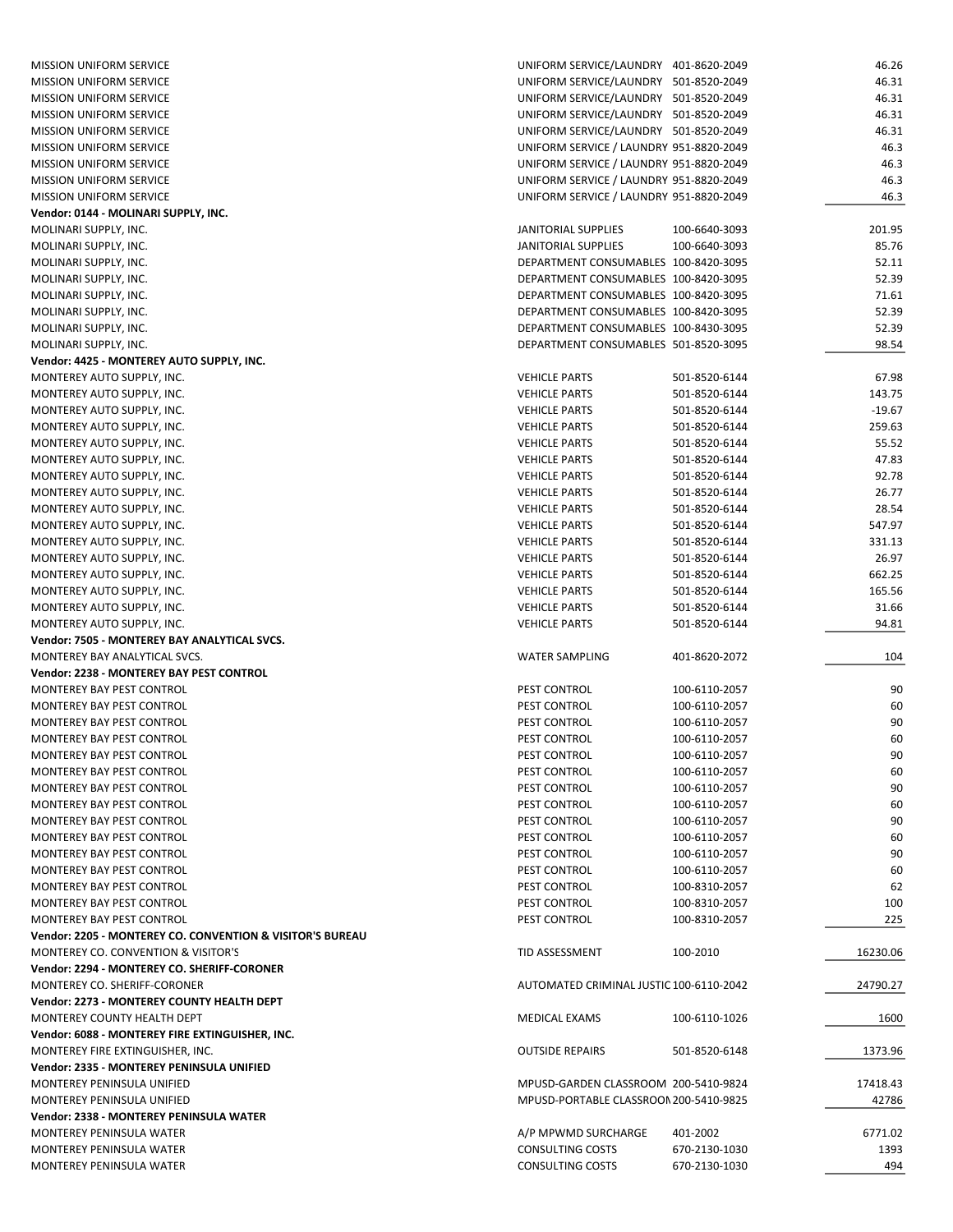| | | | |
|---|---|---|---|
| MISSION UNIFORM SERVICE | UNIFORM SERVICE/LAUNDRY | 401-8620-2049 | 46.26 |
| MISSION UNIFORM SERVICE | UNIFORM SERVICE/LAUNDRY | 501-8520-2049 | 46.31 |
| MISSION UNIFORM SERVICE | UNIFORM SERVICE/LAUNDRY | 501-8520-2049 | 46.31 |
| MISSION UNIFORM SERVICE | UNIFORM SERVICE/LAUNDRY | 501-8520-2049 | 46.31 |
| MISSION UNIFORM SERVICE | UNIFORM SERVICE/LAUNDRY | 501-8520-2049 | 46.31 |
| MISSION UNIFORM SERVICE | UNIFORM SERVICE / LAUNDRY | 951-8820-2049 | 46.3 |
| MISSION UNIFORM SERVICE | UNIFORM SERVICE / LAUNDRY | 951-8820-2049 | 46.3 |
| MISSION UNIFORM SERVICE | UNIFORM SERVICE / LAUNDRY | 951-8820-2049 | 46.3 |
| MISSION UNIFORM SERVICE | UNIFORM SERVICE / LAUNDRY | 951-8820-2049 | 46.3 |
| **Vendor: 0144 - MOLINARI SUPPLY, INC.** | | | |
| MOLINARI SUPPLY, INC. | JANITORIAL SUPPLIES | 100-6640-3093 | 201.95 |
| MOLINARI SUPPLY, INC. | JANITORIAL SUPPLIES | 100-6640-3093 | 85.76 |
| MOLINARI SUPPLY, INC. | DEPARTMENT CONSUMABLES | 100-8420-3095 | 52.11 |
| MOLINARI SUPPLY, INC. | DEPARTMENT CONSUMABLES | 100-8420-3095 | 52.39 |
| MOLINARI SUPPLY, INC. | DEPARTMENT CONSUMABLES | 100-8420-3095 | 71.61 |
| MOLINARI SUPPLY, INC. | DEPARTMENT CONSUMABLES | 100-8420-3095 | 52.39 |
| MOLINARI SUPPLY, INC. | DEPARTMENT CONSUMABLES | 100-8430-3095 | 52.39 |
| MOLINARI SUPPLY, INC. | DEPARTMENT CONSUMABLES | 501-8520-3095 | 98.54 |
| **Vendor: 4425 - MONTEREY AUTO SUPPLY, INC.** | | | |
| MONTEREY AUTO SUPPLY, INC. | VEHICLE PARTS | 501-8520-6144 | 67.98 |
| MONTEREY AUTO SUPPLY, INC. | VEHICLE PARTS | 501-8520-6144 | 143.75 |
| MONTEREY AUTO SUPPLY, INC. | VEHICLE PARTS | 501-8520-6144 | -19.67 |
| MONTEREY AUTO SUPPLY, INC. | VEHICLE PARTS | 501-8520-6144 | 259.63 |
| MONTEREY AUTO SUPPLY, INC. | VEHICLE PARTS | 501-8520-6144 | 55.52 |
| MONTEREY AUTO SUPPLY, INC. | VEHICLE PARTS | 501-8520-6144 | 47.83 |
| MONTEREY AUTO SUPPLY, INC. | VEHICLE PARTS | 501-8520-6144 | 92.78 |
| MONTEREY AUTO SUPPLY, INC. | VEHICLE PARTS | 501-8520-6144 | 26.77 |
| MONTEREY AUTO SUPPLY, INC. | VEHICLE PARTS | 501-8520-6144 | 28.54 |
| MONTEREY AUTO SUPPLY, INC. | VEHICLE PARTS | 501-8520-6144 | 547.97 |
| MONTEREY AUTO SUPPLY, INC. | VEHICLE PARTS | 501-8520-6144 | 331.13 |
| MONTEREY AUTO SUPPLY, INC. | VEHICLE PARTS | 501-8520-6144 | 26.97 |
| MONTEREY AUTO SUPPLY, INC. | VEHICLE PARTS | 501-8520-6144 | 662.25 |
| MONTEREY AUTO SUPPLY, INC. | VEHICLE PARTS | 501-8520-6144 | 165.56 |
| MONTEREY AUTO SUPPLY, INC. | VEHICLE PARTS | 501-8520-6144 | 31.66 |
| MONTEREY AUTO SUPPLY, INC. | VEHICLE PARTS | 501-8520-6144 | 94.81 |
| **Vendor: 7505 - MONTEREY BAY ANALYTICAL SVCS.** | | | |
| MONTEREY BAY ANALYTICAL SVCS. | WATER SAMPLING | 401-8620-2072 | 104 |
| **Vendor: 2238 - MONTEREY BAY PEST CONTROL** | | | |
| MONTEREY BAY PEST CONTROL | PEST CONTROL | 100-6110-2057 | 90 |
| MONTEREY BAY PEST CONTROL | PEST CONTROL | 100-6110-2057 | 60 |
| MONTEREY BAY PEST CONTROL | PEST CONTROL | 100-6110-2057 | 90 |
| MONTEREY BAY PEST CONTROL | PEST CONTROL | 100-6110-2057 | 60 |
| MONTEREY BAY PEST CONTROL | PEST CONTROL | 100-6110-2057 | 90 |
| MONTEREY BAY PEST CONTROL | PEST CONTROL | 100-6110-2057 | 60 |
| MONTEREY BAY PEST CONTROL | PEST CONTROL | 100-6110-2057 | 90 |
| MONTEREY BAY PEST CONTROL | PEST CONTROL | 100-6110-2057 | 60 |
| MONTEREY BAY PEST CONTROL | PEST CONTROL | 100-6110-2057 | 90 |
| MONTEREY BAY PEST CONTROL | PEST CONTROL | 100-6110-2057 | 60 |
| MONTEREY BAY PEST CONTROL | PEST CONTROL | 100-6110-2057 | 90 |
| MONTEREY BAY PEST CONTROL | PEST CONTROL | 100-6110-2057 | 60 |
| MONTEREY BAY PEST CONTROL | PEST CONTROL | 100-8310-2057 | 62 |
| MONTEREY BAY PEST CONTROL | PEST CONTROL | 100-8310-2057 | 100 |
| MONTEREY BAY PEST CONTROL | PEST CONTROL | 100-8310-2057 | 225 |
| **Vendor: 2205 - MONTEREY CO. CONVENTION & VISITOR'S BUREAU** | | | |
| MONTEREY CO. CONVENTION & VISITOR'S | TID ASSESSMENT | 100-2010 | 16230.06 |
| **Vendor: 2294 - MONTEREY CO. SHERIFF-CORONER** | | | |
| MONTEREY CO. SHERIFF-CORONER | AUTOMATED CRIMINAL JUSTIC | 100-6110-2042 | 24790.27 |
| **Vendor: 2273 - MONTEREY COUNTY HEALTH DEPT** | | | |
| MONTEREY COUNTY HEALTH DEPT | MEDICAL EXAMS | 100-6110-1026 | 1600 |
| **Vendor: 6088 - MONTEREY FIRE EXTINGUISHER, INC.** | | | |
| MONTEREY FIRE EXTINGUISHER, INC. | OUTSIDE REPAIRS | 501-8520-6148 | 1373.96 |
| **Vendor: 2335 - MONTEREY PENINSULA UNIFIED** | | | |
| MONTEREY PENINSULA UNIFIED | MPUSD-GARDEN CLASSROOM | 200-5410-9824 | 17418.43 |
| MONTEREY PENINSULA UNIFIED | MPUSD-PORTABLE CLASSROOM | 200-5410-9825 | 42786 |
| **Vendor: 2338 - MONTEREY PENINSULA WATER** | | | |
| MONTEREY PENINSULA WATER | A/P MPWMD SURCHARGE | 401-2002 | 6771.02 |
| MONTEREY PENINSULA WATER | CONSULTING COSTS | 670-2130-1030 | 1393 |
| MONTEREY PENINSULA WATER | CONSULTING COSTS | 670-2130-1030 | 494 |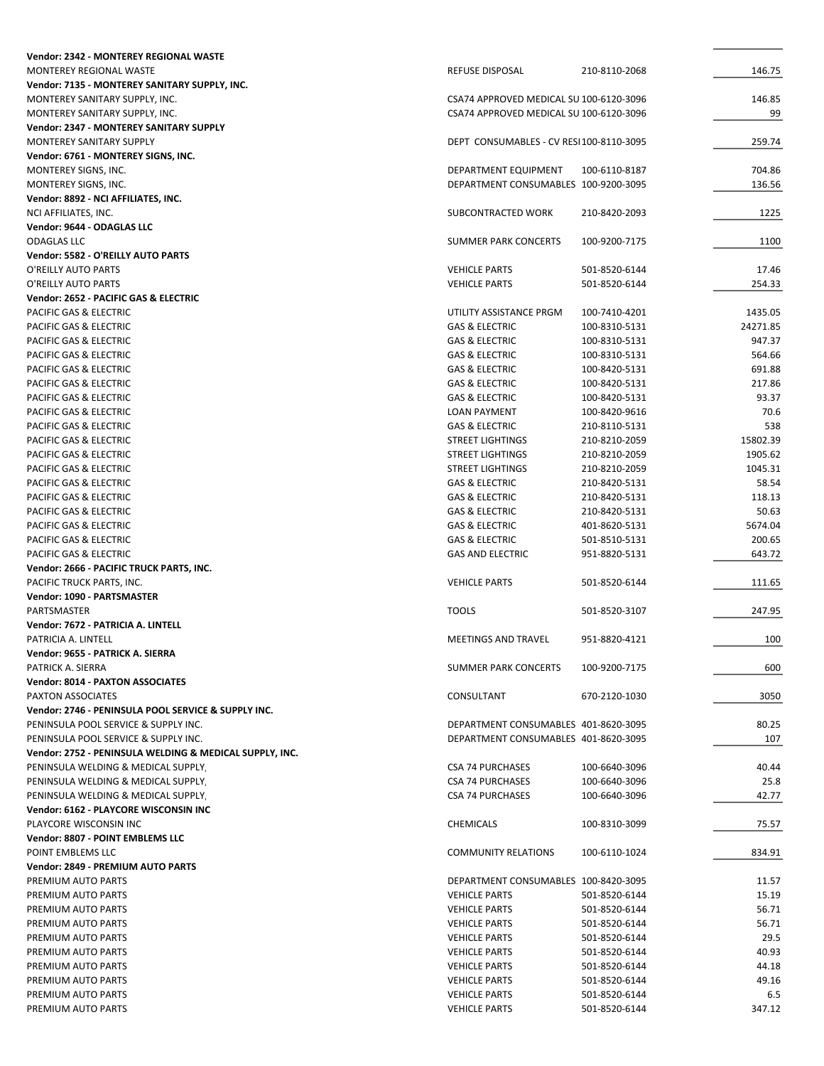| | | | |
|---|---|---|---|
| **Vendor: 2342 - MONTEREY REGIONAL WASTE** | | | |
| MONTEREY REGIONAL WASTE | REFUSE DISPOSAL | 210-8110-2068 | 146.75 |
| **Vendor: 7135 - MONTEREY SANITARY SUPPLY, INC.** | | | |
| MONTEREY SANITARY SUPPLY, INC. | CSA74 APPROVED MEDICAL SU | 100-6120-3096 | 146.85 |
| MONTEREY SANITARY SUPPLY, INC. | CSA74 APPROVED MEDICAL SU | 100-6120-3096 | 99 |
| **Vendor: 2347 - MONTEREY SANITARY SUPPLY** | | | |
| MONTEREY SANITARY SUPPLY | DEPT CONSUMABLES - CV RESI | 100-8110-3095 | 259.74 |
| **Vendor: 6761 - MONTEREY SIGNS, INC.** | | | |
| MONTEREY SIGNS, INC. | DEPARTMENT EQUIPMENT | 100-6110-8187 | 704.86 |
| MONTEREY SIGNS, INC. | DEPARTMENT CONSUMABLES | 100-9200-3095 | 136.56 |
| **Vendor: 8892 - NCI AFFILIATES, INC.** | | | |
| NCI AFFILIATES, INC. | SUBCONTRACTED WORK | 210-8420-2093 | 1225 |
| **Vendor: 9644 - ODAGLAS LLC** | | | |
| ODAGLAS LLC | SUMMER PARK CONCERTS | 100-9200-7175 | 1100 |
| **Vendor: 5582 - O'REILLY AUTO PARTS** | | | |
| O'REILLY AUTO PARTS | VEHICLE PARTS | 501-8520-6144 | 17.46 |
| O'REILLY AUTO PARTS | VEHICLE PARTS | 501-8520-6144 | 254.33 |
| **Vendor: 2652 - PACIFIC GAS & ELECTRIC** | | | |
| PACIFIC GAS & ELECTRIC | UTILITY ASSISTANCE PRGM | 100-7410-4201 | 1435.05 |
| PACIFIC GAS & ELECTRIC | GAS & ELECTRIC | 100-8310-5131 | 24271.85 |
| PACIFIC GAS & ELECTRIC | GAS & ELECTRIC | 100-8310-5131 | 947.37 |
| PACIFIC GAS & ELECTRIC | GAS & ELECTRIC | 100-8310-5131 | 564.66 |
| PACIFIC GAS & ELECTRIC | GAS & ELECTRIC | 100-8420-5131 | 691.88 |
| PACIFIC GAS & ELECTRIC | GAS & ELECTRIC | 100-8420-5131 | 217.86 |
| PACIFIC GAS & ELECTRIC | GAS & ELECTRIC | 100-8420-5131 | 93.37 |
| PACIFIC GAS & ELECTRIC | LOAN PAYMENT | 100-8420-9616 | 70.6 |
| PACIFIC GAS & ELECTRIC | GAS & ELECTRIC | 210-8110-5131 | 538 |
| PACIFIC GAS & ELECTRIC | STREET LIGHTINGS | 210-8210-2059 | 15802.39 |
| PACIFIC GAS & ELECTRIC | STREET LIGHTINGS | 210-8210-2059 | 1905.62 |
| PACIFIC GAS & ELECTRIC | STREET LIGHTINGS | 210-8210-2059 | 1045.31 |
| PACIFIC GAS & ELECTRIC | GAS & ELECTRIC | 210-8420-5131 | 58.54 |
| PACIFIC GAS & ELECTRIC | GAS & ELECTRIC | 210-8420-5131 | 118.13 |
| PACIFIC GAS & ELECTRIC | GAS & ELECTRIC | 210-8420-5131 | 50.63 |
| PACIFIC GAS & ELECTRIC | GAS & ELECTRIC | 401-8620-5131 | 5674.04 |
| PACIFIC GAS & ELECTRIC | GAS & ELECTRIC | 501-8510-5131 | 200.65 |
| PACIFIC GAS & ELECTRIC | GAS AND ELECTRIC | 951-8820-5131 | 643.72 |
| **Vendor: 2666 - PACIFIC TRUCK PARTS, INC.** | | | |
| PACIFIC TRUCK PARTS, INC. | VEHICLE PARTS | 501-8520-6144 | 111.65 |
| **Vendor: 1090 - PARTSMASTER** | | | |
| PARTSMASTER | TOOLS | 501-8520-3107 | 247.95 |
| **Vendor: 7672 - PATRICIA A. LINTELL** | | | |
| PATRICIA A. LINTELL | MEETINGS AND TRAVEL | 951-8820-4121 | 100 |
| **Vendor: 9655 - PATRICK A. SIERRA** | | | |
| PATRICK A. SIERRA | SUMMER PARK CONCERTS | 100-9200-7175 | 600 |
| **Vendor: 8014 - PAXTON ASSOCIATES** | | | |
| PAXTON ASSOCIATES | CONSULTANT | 670-2120-1030 | 3050 |
| **Vendor: 2746 - PENINSULA POOL SERVICE & SUPPLY INC.** | | | |
| PENINSULA POOL SERVICE & SUPPLY INC. | DEPARTMENT CONSUMABLES | 401-8620-3095 | 80.25 |
| PENINSULA POOL SERVICE & SUPPLY INC. | DEPARTMENT CONSUMABLES | 401-8620-3095 | 107 |
| **Vendor: 2752 - PENINSULA WELDING & MEDICAL SUPPLY, INC.** | | | |
| PENINSULA WELDING & MEDICAL SUPPLY, | CSA 74 PURCHASES | 100-6640-3096 | 40.44 |
| PENINSULA WELDING & MEDICAL SUPPLY, | CSA 74 PURCHASES | 100-6640-3096 | 25.8 |
| PENINSULA WELDING & MEDICAL SUPPLY, | CSA 74 PURCHASES | 100-6640-3096 | 42.77 |
| **Vendor: 6162 - PLAYCORE WISCONSIN INC** | | | |
| PLAYCORE WISCONSIN INC | CHEMICALS | 100-8310-3099 | 75.57 |
| **Vendor: 8807 - POINT EMBLEMS LLC** | | | |
| POINT EMBLEMS LLC | COMMUNITY RELATIONS | 100-6110-1024 | 834.91 |
| **Vendor: 2849 - PREMIUM AUTO PARTS** | | | |
| PREMIUM AUTO PARTS | DEPARTMENT CONSUMABLES | 100-8420-3095 | 11.57 |
| PREMIUM AUTO PARTS | VEHICLE PARTS | 501-8520-6144 | 15.19 |
| PREMIUM AUTO PARTS | VEHICLE PARTS | 501-8520-6144 | 56.71 |
| PREMIUM AUTO PARTS | VEHICLE PARTS | 501-8520-6144 | 56.71 |
| PREMIUM AUTO PARTS | VEHICLE PARTS | 501-8520-6144 | 29.5 |
| PREMIUM AUTO PARTS | VEHICLE PARTS | 501-8520-6144 | 40.93 |
| PREMIUM AUTO PARTS | VEHICLE PARTS | 501-8520-6144 | 44.18 |
| PREMIUM AUTO PARTS | VEHICLE PARTS | 501-8520-6144 | 49.16 |
| PREMIUM AUTO PARTS | VEHICLE PARTS | 501-8520-6144 | 6.5 |
| PREMIUM AUTO PARTS | VEHICLE PARTS | 501-8520-6144 | 347.12 |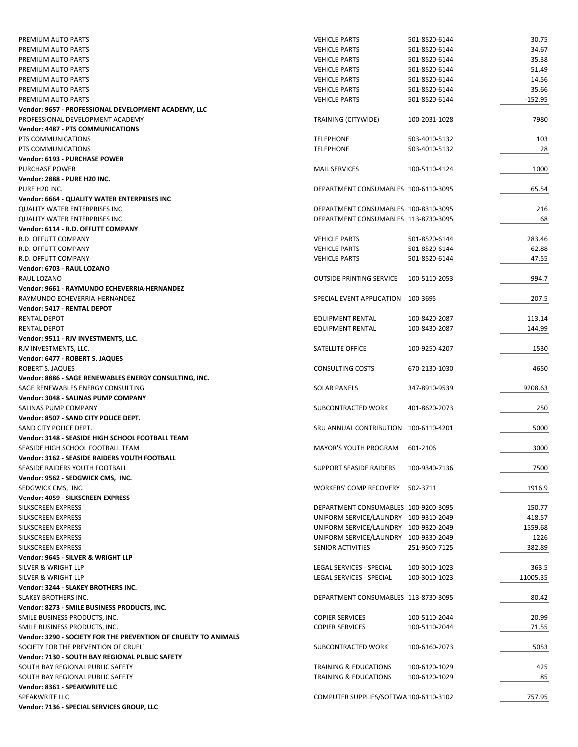| | | | |
|---|---|---|---|
| PREMIUM AUTO PARTS | VEHICLE PARTS | 501-8520-6144 | 30.75 |
| PREMIUM AUTO PARTS | VEHICLE PARTS | 501-8520-6144 | 34.67 |
| PREMIUM AUTO PARTS | VEHICLE PARTS | 501-8520-6144 | 35.38 |
| PREMIUM AUTO PARTS | VEHICLE PARTS | 501-8520-6144 | 51.49 |
| PREMIUM AUTO PARTS | VEHICLE PARTS | 501-8520-6144 | 14.56 |
| PREMIUM AUTO PARTS | VEHICLE PARTS | 501-8520-6144 | 35.66 |
| PREMIUM AUTO PARTS | VEHICLE PARTS | 501-8520-6144 | -152.95 |
| **Vendor: 9657 - PROFESSIONAL DEVELOPMENT ACADEMY, LLC** | | | |
| PROFESSIONAL DEVELOPMENT ACADEMY, | TRAINING (CITYWIDE) | 100-2031-1028 | 7980 |
| **Vendor: 4487 - PTS COMMUNICATIONS** | | | |
| PTS COMMUNICATIONS | TELEPHONE | 503-4010-5132 | 103 |
| PTS COMMUNICATIONS | TELEPHONE | 503-4010-5132 | 28 |
| **Vendor: 6193 - PURCHASE POWER** | | | |
| PURCHASE POWER | MAIL SERVICES | 100-5110-4124 | 1000 |
| **Vendor: 2888 - PURE H20 INC.** | | | |
| PURE H20 INC. | DEPARTMENT CONSUMABLES | 100-6110-3095 | 65.54 |
| **Vendor: 6664 - QUALITY WATER ENTERPRISES INC** | | | |
| QUALITY WATER ENTERPRISES INC | DEPARTMENT CONSUMABLES | 100-8310-3095 | 216 |
| QUALITY WATER ENTERPRISES INC | DEPARTMENT CONSUMABLES | 113-8730-3095 | 68 |
| **Vendor: 6114 - R.D. OFFUTT COMPANY** | | | |
| R.D. OFFUTT COMPANY | VEHICLE PARTS | 501-8520-6144 | 283.46 |
| R.D. OFFUTT COMPANY | VEHICLE PARTS | 501-8520-6144 | 62.88 |
| R.D. OFFUTT COMPANY | VEHICLE PARTS | 501-8520-6144 | 47.55 |
| **Vendor: 6703 - RAUL LOZANO** | | | |
| RAUL LOZANO | OUTSIDE PRINTING SERVICE | 100-5110-2053 | 994.7 |
| **Vendor: 9661 - RAYMUNDO ECHEVERRIA-HERNANDEZ** | | | |
| RAYMUNDO ECHEVERRIA-HERNANDEZ | SPECIAL EVENT APPLICATION | 100-3695 | 207.5 |
| **Vendor: 5417 - RENTAL DEPOT** | | | |
| RENTAL DEPOT | EQUIPMENT RENTAL | 100-8420-2087 | 113.14 |
| RENTAL DEPOT | EQUIPMENT RENTAL | 100-8430-2087 | 144.99 |
| **Vendor: 9511 - RJV INVESTMENTS, LLC.** | | | |
| RJV INVESTMENTS, LLC. | SATELLITE OFFICE | 100-9250-4207 | 1530 |
| **Vendor: 6477 - ROBERT S. JAQUES** | | | |
| ROBERT S. JAQUES | CONSULTING COSTS | 670-2130-1030 | 4650 |
| **Vendor: 8886 - SAGE RENEWABLES ENERGY CONSULTING, INC.** | | | |
| SAGE RENEWABLES ENERGY CONSULTING | SOLAR PANELS | 347-8910-9539 | 9208.63 |
| **Vendor: 3048 - SALINAS PUMP COMPANY** | | | |
| SALINAS PUMP COMPANY | SUBCONTRACTED WORK | 401-8620-2073 | 250 |
| **Vendor: 8507 - SAND CITY POLICE DEPT.** | | | |
| SAND CITY POLICE DEPT. | SRU ANNUAL CONTRIBUTION | 100-6110-4201 | 5000 |
| **Vendor: 3148 - SEASIDE HIGH SCHOOL FOOTBALL TEAM** | | | |
| SEASIDE HIGH SCHOOL FOOTBALL TEAM | MAYOR'S YOUTH PROGRAM | 601-2106 | 3000 |
| **Vendor: 3162 - SEASIDE RAIDERS YOUTH FOOTBALL** | | | |
| SEASIDE RAIDERS YOUTH FOOTBALL | SUPPORT SEASIDE RAIDERS | 100-9340-7136 | 7500 |
| **Vendor: 9562 - SEDGWICK CMS, INC.** | | | |
| SEDGWICK CMS, INC. | WORKERS' COMP RECOVERY | 502-3711 | 1916.9 |
| **Vendor: 4059 - SILKSCREEN EXPRESS** | | | |
| SILKSCREEN EXPRESS | DEPARTMENT CONSUMABLES | 100-9200-3095 | 150.77 |
| SILKSCREEN EXPRESS | UNIFORM SERVICE/LAUNDRY | 100-9310-2049 | 418.57 |
| SILKSCREEN EXPRESS | UNIFORM SERVICE/LAUNDRY | 100-9320-2049 | 1559.68 |
| SILKSCREEN EXPRESS | UNIFORM SERVICE/LAUNDRY | 100-9330-2049 | 1226 |
| SILKSCREEN EXPRESS | SENIOR ACTIVITIES | 251-9500-7125 | 382.89 |
| **Vendor: 9645 - SILVER & WRIGHT LLP** | | | |
| SILVER & WRIGHT LLP | LEGAL SERVICES - SPECIAL | 100-3010-1023 | 363.5 |
| SILVER & WRIGHT LLP | LEGAL SERVICES - SPECIAL | 100-3010-1023 | 11005.35 |
| **Vendor: 3244 - SLAKEY BROTHERS INC.** | | | |
| SLAKEY BROTHERS INC. | DEPARTMENT CONSUMABLES | 113-8730-3095 | 80.42 |
| **Vendor: 8273 - SMILE BUSINESS PRODUCTS, INC.** | | | |
| SMILE BUSINESS PRODUCTS, INC. | COPIER SERVICES | 100-5110-2044 | 20.99 |
| SMILE BUSINESS PRODUCTS, INC. | COPIER SERVICES | 100-5110-2044 | 71.55 |
| **Vendor: 3290 - SOCIETY FOR THE PREVENTION OF CRUELTY TO ANIMALS** | | | |
| SOCIETY FOR THE PREVENTION OF CRUELT | SUBCONTRACTED WORK | 100-6160-2073 | 5053 |
| **Vendor: 7130 - SOUTH BAY REGIONAL PUBLIC SAFETY** | | | |
| SOUTH BAY REGIONAL PUBLIC SAFETY | TRAINING & EDUCATIONS | 100-6120-1029 | 425 |
| SOUTH BAY REGIONAL PUBLIC SAFETY | TRAINING & EDUCATIONS | 100-6120-1029 | 85 |
| **Vendor: 8361 - SPEAKWRITE LLC** | | | |
| SPEAKWRITE LLC | COMPUTER SUPPLIES/SOFTWA | 100-6110-3102 | 757.95 |
| **Vendor: 7136 - SPECIAL SERVICES GROUP, LLC** | | | |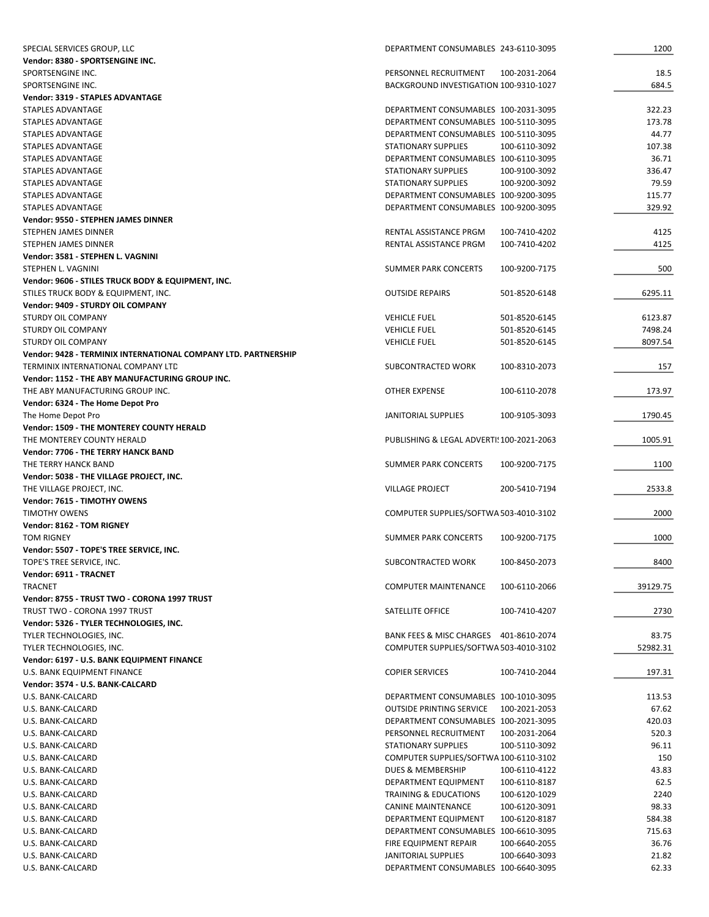| | | | |
|---|---|---|---|
| SPECIAL SERVICES GROUP, LLC | DEPARTMENT CONSUMABLES | 243-6110-3095 | 1200 |
| **Vendor: 8380 - SPORTSENGINE INC.** | | | |
| SPORTSENGINE INC. | PERSONNEL RECRUITMENT | 100-2031-2064 | 18.5 |
| SPORTSENGINE INC. | BACKGROUND INVESTIGATION | 100-9310-1027 | 684.5 |
| **Vendor: 3319 - STAPLES ADVANTAGE** | | | |
| STAPLES ADVANTAGE | DEPARTMENT CONSUMABLES | 100-2031-3095 | 322.23 |
| STAPLES ADVANTAGE | DEPARTMENT CONSUMABLES | 100-5110-3095 | 173.78 |
| STAPLES ADVANTAGE | DEPARTMENT CONSUMABLES | 100-5110-3095 | 44.77 |
| STAPLES ADVANTAGE | STATIONARY SUPPLIES | 100-6110-3092 | 107.38 |
| STAPLES ADVANTAGE | DEPARTMENT CONSUMABLES | 100-6110-3095 | 36.71 |
| STAPLES ADVANTAGE | STATIONARY SUPPLIES | 100-9100-3092 | 336.47 |
| STAPLES ADVANTAGE | STATIONARY SUPPLIES | 100-9200-3092 | 79.59 |
| STAPLES ADVANTAGE | DEPARTMENT CONSUMABLES | 100-9200-3095 | 115.77 |
| STAPLES ADVANTAGE | DEPARTMENT CONSUMABLES | 100-9200-3095 | 329.92 |
| **Vendor: 9550 - STEPHEN JAMES DINNER** | | | |
| STEPHEN JAMES DINNER | RENTAL ASSISTANCE PRGM | 100-7410-4202 | 4125 |
| STEPHEN JAMES DINNER | RENTAL ASSISTANCE PRGM | 100-7410-4202 | 4125 |
| **Vendor: 3581 - STEPHEN L. VAGNINI** | | | |
| STEPHEN L. VAGNINI | SUMMER PARK CONCERTS | 100-9200-7175 | 500 |
| **Vendor: 9606 - STILES TRUCK BODY & EQUIPMENT, INC.** | | | |
| STILES TRUCK BODY & EQUIPMENT, INC. | OUTSIDE REPAIRS | 501-8520-6148 | 6295.11 |
| **Vendor: 9409 - STURDY OIL COMPANY** | | | |
| STURDY OIL COMPANY | VEHICLE FUEL | 501-8520-6145 | 6123.87 |
| STURDY OIL COMPANY | VEHICLE FUEL | 501-8520-6145 | 7498.24 |
| STURDY OIL COMPANY | VEHICLE FUEL | 501-8520-6145 | 8097.54 |
| **Vendor: 9428 - TERMINIX INTERNATIONAL COMPANY LTD. PARTNERSHIP** | | | |
| TERMINIX INTERNATIONAL COMPANY LTD | SUBCONTRACTED WORK | 100-8310-2073 | 157 |
| **Vendor: 1152 - THE ABY MANUFACTURING GROUP INC.** | | | |
| THE ABY MANUFACTURING GROUP INC. | OTHER EXPENSE | 100-6110-2078 | 173.97 |
| **Vendor: 6324 - The Home Depot Pro** | | | |
| The Home Depot Pro | JANITORIAL SUPPLIES | 100-9105-3093 | 1790.45 |
| **Vendor: 1509 - THE MONTEREY COUNTY HERALD** | | | |
| THE MONTEREY COUNTY HERALD | PUBLISHING & LEGAL ADVERTI | 100-2021-2063 | 1005.91 |
| **Vendor: 7706 - THE TERRY HANCK BAND** | | | |
| THE TERRY HANCK BAND | SUMMER PARK CONCERTS | 100-9200-7175 | 1100 |
| **Vendor: 5038 - THE VILLAGE PROJECT, INC.** | | | |
| THE VILLAGE PROJECT, INC. | VILLAGE PROJECT | 200-5410-7194 | 2533.8 |
| **Vendor: 7615 - TIMOTHY OWENS** | | | |
| TIMOTHY OWENS | COMPUTER SUPPLIES/SOFTWA | 503-4010-3102 | 2000 |
| **Vendor: 8162 - TOM RIGNEY** | | | |
| TOM RIGNEY | SUMMER PARK CONCERTS | 100-9200-7175 | 1000 |
| **Vendor: 5507 - TOPE'S TREE SERVICE, INC.** | | | |
| TOPE'S TREE SERVICE, INC. | SUBCONTRACTED WORK | 100-8450-2073 | 8400 |
| **Vendor: 6911 - TRACNET** | | | |
| TRACNET | COMPUTER MAINTENANCE | 100-6110-2066 | 39129.75 |
| **Vendor: 8755 - TRUST TWO - CORONA 1997 TRUST** | | | |
| TRUST TWO - CORONA 1997 TRUST | SATELLITE OFFICE | 100-7410-4207 | 2730 |
| **Vendor: 5326 - TYLER TECHNOLOGIES, INC.** | | | |
| TYLER TECHNOLOGIES, INC. | BANK FEES & MISC CHARGES | 401-8610-2074 | 83.75 |
| TYLER TECHNOLOGIES, INC. | COMPUTER SUPPLIES/SOFTWA | 503-4010-3102 | 52982.31 |
| **Vendor: 6197 - U.S. BANK EQUIPMENT FINANCE** | | | |
| U.S. BANK EQUIPMENT FINANCE | COPIER SERVICES | 100-7410-2044 | 197.31 |
| **Vendor: 3574 - U.S. BANK-CALCARD** | | | |
| U.S. BANK-CALCARD | DEPARTMENT CONSUMABLES | 100-1010-3095 | 113.53 |
| U.S. BANK-CALCARD | OUTSIDE PRINTING SERVICE | 100-2021-2053 | 67.62 |
| U.S. BANK-CALCARD | DEPARTMENT CONSUMABLES | 100-2021-3095 | 420.03 |
| U.S. BANK-CALCARD | PERSONNEL RECRUITMENT | 100-2031-2064 | 520.3 |
| U.S. BANK-CALCARD | STATIONARY SUPPLIES | 100-5110-3092 | 96.11 |
| U.S. BANK-CALCARD | COMPUTER SUPPLIES/SOFTWA | 100-6110-3102 | 150 |
| U.S. BANK-CALCARD | DUES & MEMBERSHIP | 100-6110-4122 | 43.83 |
| U.S. BANK-CALCARD | DEPARTMENT EQUIPMENT | 100-6110-8187 | 62.5 |
| U.S. BANK-CALCARD | TRAINING & EDUCATIONS | 100-6120-1029 | 2240 |
| U.S. BANK-CALCARD | CANINE MAINTENANCE | 100-6120-3091 | 98.33 |
| U.S. BANK-CALCARD | DEPARTMENT EQUIPMENT | 100-6120-8187 | 584.38 |
| U.S. BANK-CALCARD | DEPARTMENT CONSUMABLES | 100-6610-3095 | 715.63 |
| U.S. BANK-CALCARD | FIRE EQUIPMENT REPAIR | 100-6640-2055 | 36.76 |
| U.S. BANK-CALCARD | JANITORIAL SUPPLIES | 100-6640-3093 | 21.82 |
| U.S. BANK-CALCARD | DEPARTMENT CONSUMABLES | 100-6640-3095 | 62.33 |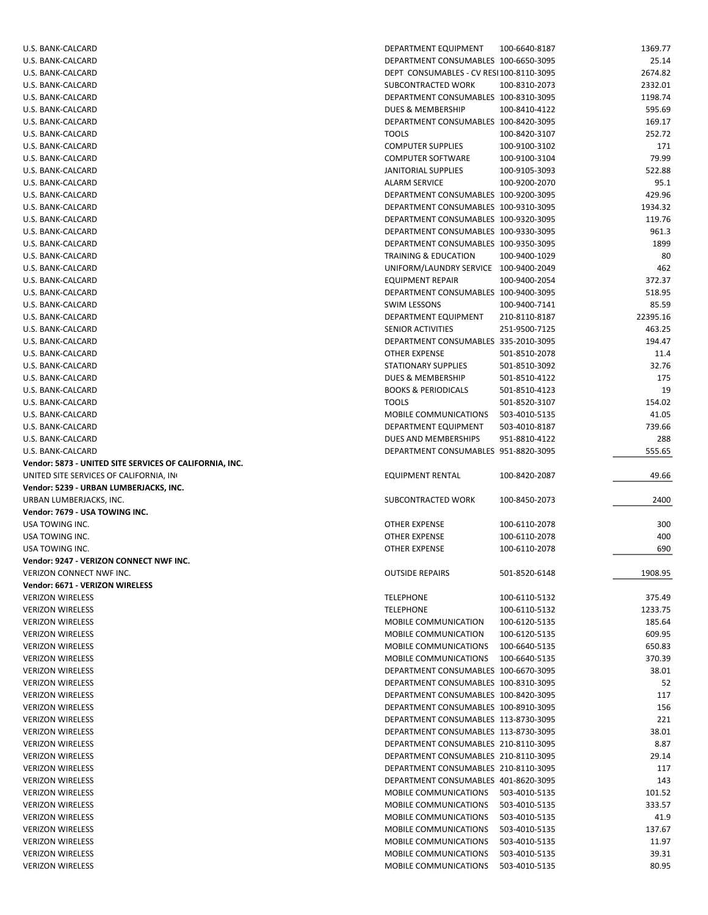| Vendor | Description | Account | Amount |
|---|---|---|---|
| U.S. BANK-CALCARD | DEPARTMENT EQUIPMENT | 100-6640-8187 | 1369.77 |
| U.S. BANK-CALCARD | DEPARTMENT CONSUMABLES | 100-6650-3095 | 25.14 |
| U.S. BANK-CALCARD | DEPT CONSUMABLES - CV RESI | 100-8110-3095 | 2674.82 |
| U.S. BANK-CALCARD | SUBCONTRACTED WORK | 100-8310-2073 | 2332.01 |
| U.S. BANK-CALCARD | DEPARTMENT CONSUMABLES | 100-8310-3095 | 1198.74 |
| U.S. BANK-CALCARD | DUES & MEMBERSHIP | 100-8410-4122 | 595.69 |
| U.S. BANK-CALCARD | DEPARTMENT CONSUMABLES | 100-8420-3095 | 169.17 |
| U.S. BANK-CALCARD | TOOLS | 100-8420-3107 | 252.72 |
| U.S. BANK-CALCARD | COMPUTER SUPPLIES | 100-9100-3102 | 171 |
| U.S. BANK-CALCARD | COMPUTER SOFTWARE | 100-9100-3104 | 79.99 |
| U.S. BANK-CALCARD | JANITORIAL SUPPLIES | 100-9105-3093 | 522.88 |
| U.S. BANK-CALCARD | ALARM SERVICE | 100-9200-2070 | 95.1 |
| U.S. BANK-CALCARD | DEPARTMENT CONSUMABLES | 100-9200-3095 | 429.96 |
| U.S. BANK-CALCARD | DEPARTMENT CONSUMABLES | 100-9310-3095 | 1934.32 |
| U.S. BANK-CALCARD | DEPARTMENT CONSUMABLES | 100-9320-3095 | 119.76 |
| U.S. BANK-CALCARD | DEPARTMENT CONSUMABLES | 100-9330-3095 | 961.3 |
| U.S. BANK-CALCARD | DEPARTMENT CONSUMABLES | 100-9350-3095 | 1899 |
| U.S. BANK-CALCARD | TRAINING & EDUCATION | 100-9400-1029 | 80 |
| U.S. BANK-CALCARD | UNIFORM/LAUNDRY SERVICE | 100-9400-2049 | 462 |
| U.S. BANK-CALCARD | EQUIPMENT REPAIR | 100-9400-2054 | 372.37 |
| U.S. BANK-CALCARD | DEPARTMENT CONSUMABLES | 100-9400-3095 | 518.95 |
| U.S. BANK-CALCARD | SWIM LESSONS | 100-9400-7141 | 85.59 |
| U.S. BANK-CALCARD | DEPARTMENT EQUIPMENT | 210-8110-8187 | 22395.16 |
| U.S. BANK-CALCARD | SENIOR ACTIVITIES | 251-9500-7125 | 463.25 |
| U.S. BANK-CALCARD | DEPARTMENT CONSUMABLES | 335-2010-3095 | 194.47 |
| U.S. BANK-CALCARD | OTHER EXPENSE | 501-8510-2078 | 11.4 |
| U.S. BANK-CALCARD | STATIONARY SUPPLIES | 501-8510-3092 | 32.76 |
| U.S. BANK-CALCARD | DUES & MEMBERSHIP | 501-8510-4122 | 175 |
| U.S. BANK-CALCARD | BOOKS & PERIODICALS | 501-8510-4123 | 19 |
| U.S. BANK-CALCARD | TOOLS | 501-8520-3107 | 154.02 |
| U.S. BANK-CALCARD | MOBILE COMMUNICATIONS | 503-4010-5135 | 41.05 |
| U.S. BANK-CALCARD | DEPARTMENT EQUIPMENT | 503-4010-8187 | 739.66 |
| U.S. BANK-CALCARD | DUES AND MEMBERSHIPS | 951-8810-4122 | 288 |
| U.S. BANK-CALCARD | DEPARTMENT CONSUMABLES | 951-8820-3095 | 555.65 |
| **Vendor: 5873 - UNITED SITE SERVICES OF CALIFORNIA, INC.** | | | |
| UNITED SITE SERVICES OF CALIFORNIA, IN | EQUIPMENT RENTAL | 100-8420-2087 | 49.66 |
| **Vendor: 5239 - URBAN LUMBERJACKS, INC.** | | | |
| URBAN LUMBERJACKS, INC. | SUBCONTRACTED WORK | 100-8450-2073 | 2400 |
| **Vendor: 7679 - USA TOWING INC.** | | | |
| USA TOWING INC. | OTHER EXPENSE | 100-6110-2078 | 300 |
| USA TOWING INC. | OTHER EXPENSE | 100-6110-2078 | 400 |
| USA TOWING INC. | OTHER EXPENSE | 100-6110-2078 | 690 |
| **Vendor: 9247 - VERIZON CONNECT NWF INC.** | | | |
| VERIZON CONNECT NWF INC. | OUTSIDE REPAIRS | 501-8520-6148 | 1908.95 |
| **Vendor: 6671 - VERIZON WIRELESS** | | | |
| VERIZON WIRELESS | TELEPHONE | 100-6110-5132 | 375.49 |
| VERIZON WIRELESS | TELEPHONE | 100-6110-5132 | 1233.75 |
| VERIZON WIRELESS | MOBILE COMMUNICATION | 100-6120-5135 | 185.64 |
| VERIZON WIRELESS | MOBILE COMMUNICATION | 100-6120-5135 | 609.95 |
| VERIZON WIRELESS | MOBILE COMMUNICATIONS | 100-6640-5135 | 650.83 |
| VERIZON WIRELESS | MOBILE COMMUNICATIONS | 100-6640-5135 | 370.39 |
| VERIZON WIRELESS | DEPARTMENT CONSUMABLES | 100-6670-3095 | 38.01 |
| VERIZON WIRELESS | DEPARTMENT CONSUMABLES | 100-8310-3095 | 52 |
| VERIZON WIRELESS | DEPARTMENT CONSUMABLES | 100-8420-3095 | 117 |
| VERIZON WIRELESS | DEPARTMENT CONSUMABLES | 100-8910-3095 | 156 |
| VERIZON WIRELESS | DEPARTMENT CONSUMABLES | 113-8730-3095 | 221 |
| VERIZON WIRELESS | DEPARTMENT CONSUMABLES | 113-8730-3095 | 38.01 |
| VERIZON WIRELESS | DEPARTMENT CONSUMABLES | 210-8110-3095 | 8.87 |
| VERIZON WIRELESS | DEPARTMENT CONSUMABLES | 210-8110-3095 | 29.14 |
| VERIZON WIRELESS | DEPARTMENT CONSUMABLES | 210-8110-3095 | 117 |
| VERIZON WIRELESS | DEPARTMENT CONSUMABLES | 401-8620-3095 | 143 |
| VERIZON WIRELESS | MOBILE COMMUNICATIONS | 503-4010-5135 | 101.52 |
| VERIZON WIRELESS | MOBILE COMMUNICATIONS | 503-4010-5135 | 333.57 |
| VERIZON WIRELESS | MOBILE COMMUNICATIONS | 503-4010-5135 | 41.9 |
| VERIZON WIRELESS | MOBILE COMMUNICATIONS | 503-4010-5135 | 137.67 |
| VERIZON WIRELESS | MOBILE COMMUNICATIONS | 503-4010-5135 | 11.97 |
| VERIZON WIRELESS | MOBILE COMMUNICATIONS | 503-4010-5135 | 39.31 |
| VERIZON WIRELESS | MOBILE COMMUNICATIONS | 503-4010-5135 | 80.95 |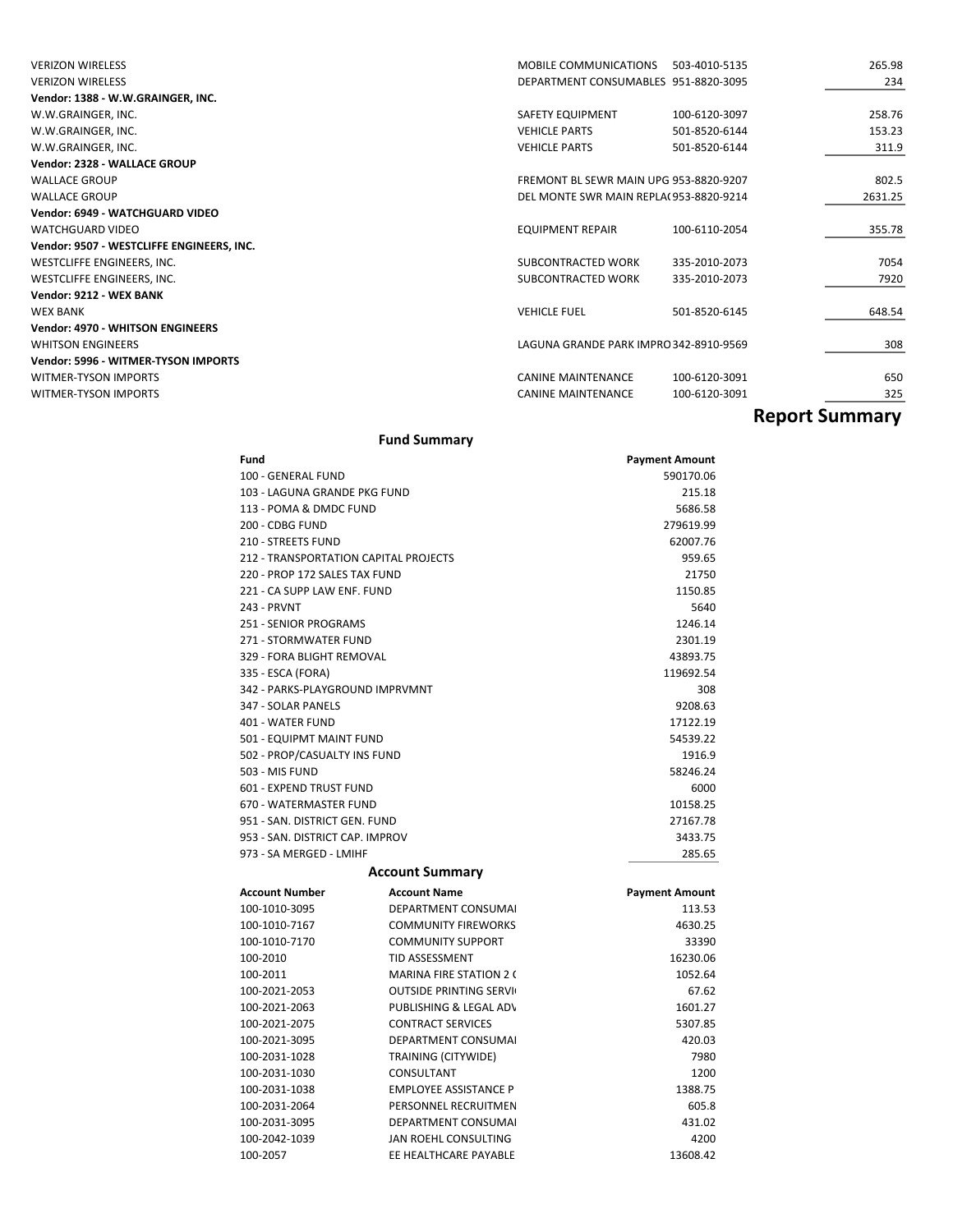| | | | |
|---|---|---|---|
| VERIZON WIRELESS | MOBILE COMMUNICATIONS | 503-4010-5135 | 265.98 |
| VERIZON WIRELESS | DEPARTMENT CONSUMABLES | 951-8820-3095 | 234 |
| **Vendor: 1388 - W.W.GRAINGER, INC.** | | | |
| W.W.GRAINGER, INC. | SAFETY EQUIPMENT | 100-6120-3097 | 258.76 |
| W.W.GRAINGER, INC. | VEHICLE PARTS | 501-8520-6144 | 153.23 |
| W.W.GRAINGER, INC. | VEHICLE PARTS | 501-8520-6144 | 311.9 |
| **Vendor: 2328 - WALLACE GROUP** | | | |
| WALLACE GROUP | FREMONT BL SEWR MAIN UPG | 953-8820-9207 | 802.5 |
| WALLACE GROUP | DEL MONTE SWR MAIN REPLA( | 953-8820-9214 | 2631.25 |
| **Vendor: 6949 - WATCHGUARD VIDEO** | | | |
| WATCHGUARD VIDEO | EQUIPMENT REPAIR | 100-6110-2054 | 355.78 |
| **Vendor: 9507 - WESTCLIFFE ENGINEERS, INC.** | | | |
| WESTCLIFFE ENGINEERS, INC. | SUBCONTRACTED WORK | 335-2010-2073 | 7054 |
| WESTCLIFFE ENGINEERS, INC. | SUBCONTRACTED WORK | 335-2010-2073 | 7920 |
| **Vendor: 9212 - WEX BANK** | | | |
| WEX BANK | VEHICLE FUEL | 501-8520-6145 | 648.54 |
| **Vendor: 4970 - WHITSON ENGINEERS** | | | |
| WHITSON ENGINEERS | LAGUNA GRANDE PARK IMPRO | 342-8910-9569 | 308 |
| **Vendor: 5996 - WITMER-TYSON IMPORTS** | | | |
| WITMER-TYSON IMPORTS | CANINE MAINTENANCE | 100-6120-3091 | 650 |
| WITMER-TYSON IMPORTS | CANINE MAINTENANCE | 100-6120-3091 | 325 |

## Report Summary

### Fund Summary

| Fund | Payment Amount |
|---|---|
| 100 - GENERAL FUND | 590170.06 |
| 103 - LAGUNA GRANDE PKG FUND | 215.18 |
| 113 - POMA & DMDC FUND | 5686.58 |
| 200 - CDBG FUND | 279619.99 |
| 210 - STREETS FUND | 62007.76 |
| 212 - TRANSPORTATION CAPITAL PROJECTS | 959.65 |
| 220 - PROP 172 SALES TAX FUND | 21750 |
| 221 - CA SUPP LAW ENF. FUND | 1150.85 |
| 243 - PRVNT | 5640 |
| 251 - SENIOR PROGRAMS | 1246.14 |
| 271 - STORMWATER FUND | 2301.19 |
| 329 - FORA BLIGHT REMOVAL | 43893.75 |
| 335 - ESCA (FORA) | 119692.54 |
| 342 - PARKS-PLAYGROUND IMPRVMNT | 308 |
| 347 - SOLAR PANELS | 9208.63 |
| 401 - WATER FUND | 17122.19 |
| 501 - EQUIPMT MAINT FUND | 54539.22 |
| 502 - PROP/CASUALTY INS FUND | 1916.9 |
| 503 - MIS FUND | 58246.24 |
| 601 - EXPEND TRUST FUND | 6000 |
| 670 - WATERMASTER FUND | 10158.25 |
| 951 - SAN. DISTRICT GEN. FUND | 27167.78 |
| 953 - SAN. DISTRICT CAP. IMPROV | 3433.75 |
| 973 - SA MERGED - LMIHF | 285.65 |

### Account Summary

| Account Number | Account Name | Payment Amount |
|---|---|---|
| 100-1010-3095 | DEPARTMENT CONSUMAI | 113.53 |
| 100-1010-7167 | COMMUNITY FIREWORKS | 4630.25 |
| 100-1010-7170 | COMMUNITY SUPPORT | 33390 |
| 100-2010 | TID ASSESSMENT | 16230.06 |
| 100-2011 | MARINA FIRE STATION 2 ( | 1052.64 |
| 100-2021-2053 | OUTSIDE PRINTING SERVI | 67.62 |
| 100-2021-2063 | PUBLISHING & LEGAL ADV | 1601.27 |
| 100-2021-2075 | CONTRACT SERVICES | 5307.85 |
| 100-2021-3095 | DEPARTMENT CONSUMAI | 420.03 |
| 100-2031-1028 | TRAINING (CITYWIDE) | 7980 |
| 100-2031-1030 | CONSULTANT | 1200 |
| 100-2031-1038 | EMPLOYEE ASSISTANCE P | 1388.75 |
| 100-2031-2064 | PERSONNEL RECRUITMEN | 605.8 |
| 100-2031-3095 | DEPARTMENT CONSUMAI | 431.02 |
| 100-2042-1039 | JAN ROEHL CONSULTING | 4200 |
| 100-2057 | EE HEALTHCARE PAYABLE | 13608.42 |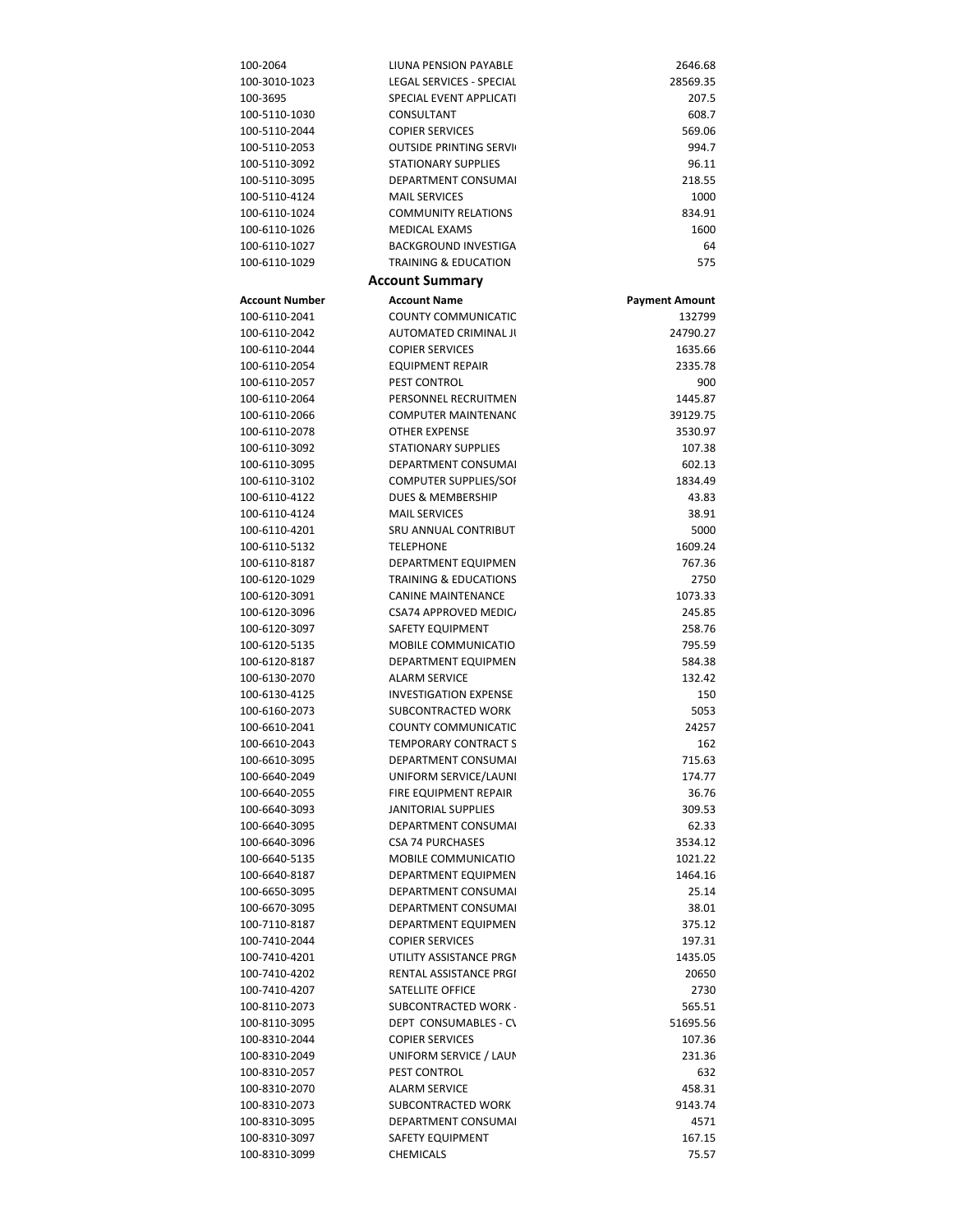| | | |
|---|---|---|
| 100-2064 | LIUNA PENSION PAYABLE | 2646.68 |
| 100-3010-1023 | LEGAL SERVICES - SPECIAL | 28569.35 |
| 100-3695 | SPECIAL EVENT APPLICATI | 207.5 |
| 100-5110-1030 | CONSULTANT | 608.7 |
| 100-5110-2044 | COPIER SERVICES | 569.06 |
| 100-5110-2053 | OUTSIDE PRINTING SERVI | 994.7 |
| 100-5110-3092 | STATIONARY SUPPLIES | 96.11 |
| 100-5110-3095 | DEPARTMENT CONSUMAI | 218.55 |
| 100-5110-4124 | MAIL SERVICES | 1000 |
| 100-6110-1024 | COMMUNITY RELATIONS | 834.91 |
| 100-6110-1026 | MEDICAL EXAMS | 1600 |
| 100-6110-1027 | BACKGROUND INVESTIGA | 64 |
| 100-6110-1029 | TRAINING & EDUCATION | 575 |

## Account Summary

| Account Number | Account Name | Payment Amount |
|---|---|---|
| 100-6110-2041 | COUNTY COMMUNICATIC | 132799 |
| 100-6110-2042 | AUTOMATED CRIMINAL JI | 24790.27 |
| 100-6110-2044 | COPIER SERVICES | 1635.66 |
| 100-6110-2054 | EQUIPMENT REPAIR | 2335.78 |
| 100-6110-2057 | PEST CONTROL | 900 |
| 100-6110-2064 | PERSONNEL RECRUITMEN | 1445.87 |
| 100-6110-2066 | COMPUTER MAINTENANC | 39129.75 |
| 100-6110-2078 | OTHER EXPENSE | 3530.97 |
| 100-6110-3092 | STATIONARY SUPPLIES | 107.38 |
| 100-6110-3095 | DEPARTMENT CONSUMAI | 602.13 |
| 100-6110-3102 | COMPUTER SUPPLIES/SOI | 1834.49 |
| 100-6110-4122 | DUES & MEMBERSHIP | 43.83 |
| 100-6110-4124 | MAIL SERVICES | 38.91 |
| 100-6110-4201 | SRU ANNUAL CONTRIBUT | 5000 |
| 100-6110-5132 | TELEPHONE | 1609.24 |
| 100-6110-8187 | DEPARTMENT EQUIPMEN | 767.36 |
| 100-6120-1029 | TRAINING & EDUCATIONS | 2750 |
| 100-6120-3091 | CANINE MAINTENANCE | 1073.33 |
| 100-6120-3096 | CSA74 APPROVED MEDIC/ | 245.85 |
| 100-6120-3097 | SAFETY EQUIPMENT | 258.76 |
| 100-6120-5135 | MOBILE COMMUNICATIO | 795.59 |
| 100-6120-8187 | DEPARTMENT EQUIPMEN | 584.38 |
| 100-6130-2070 | ALARM SERVICE | 132.42 |
| 100-6130-4125 | INVESTIGATION EXPENSE | 150 |
| 100-6160-2073 | SUBCONTRACTED WORK | 5053 |
| 100-6610-2041 | COUNTY COMMUNICATIC | 24257 |
| 100-6610-2043 | TEMPORARY CONTRACT S | 162 |
| 100-6610-3095 | DEPARTMENT CONSUMAI | 715.63 |
| 100-6640-2049 | UNIFORM SERVICE/LAUNI | 174.77 |
| 100-6640-2055 | FIRE EQUIPMENT REPAIR | 36.76 |
| 100-6640-3093 | JANITORIAL SUPPLIES | 309.53 |
| 100-6640-3095 | DEPARTMENT CONSUMAI | 62.33 |
| 100-6640-3096 | CSA 74 PURCHASES | 3534.12 |
| 100-6640-5135 | MOBILE COMMUNICATIO | 1021.22 |
| 100-6640-8187 | DEPARTMENT EQUIPMEN | 1464.16 |
| 100-6650-3095 | DEPARTMENT CONSUMAI | 25.14 |
| 100-6670-3095 | DEPARTMENT CONSUMAI | 38.01 |
| 100-7110-8187 | DEPARTMENT EQUIPMEN | 375.12 |
| 100-7410-2044 | COPIER SERVICES | 197.31 |
| 100-7410-4201 | UTILITY ASSISTANCE PRGI | 1435.05 |
| 100-7410-4202 | RENTAL ASSISTANCE PRGI | 20650 |
| 100-7410-4207 | SATELLITE OFFICE | 2730 |
| 100-8110-2073 | SUBCONTRACTED WORK - | 565.51 |
| 100-8110-3095 | DEPT CONSUMABLES - C\ | 51695.56 |
| 100-8310-2044 | COPIER SERVICES | 107.36 |
| 100-8310-2049 | UNIFORM SERVICE / LAUI | 231.36 |
| 100-8310-2057 | PEST CONTROL | 632 |
| 100-8310-2070 | ALARM SERVICE | 458.31 |
| 100-8310-2073 | SUBCONTRACTED WORK | 9143.74 |
| 100-8310-3095 | DEPARTMENT CONSUMAI | 4571 |
| 100-8310-3097 | SAFETY EQUIPMENT | 167.15 |
| 100-8310-3099 | CHEMICALS | 75.57 |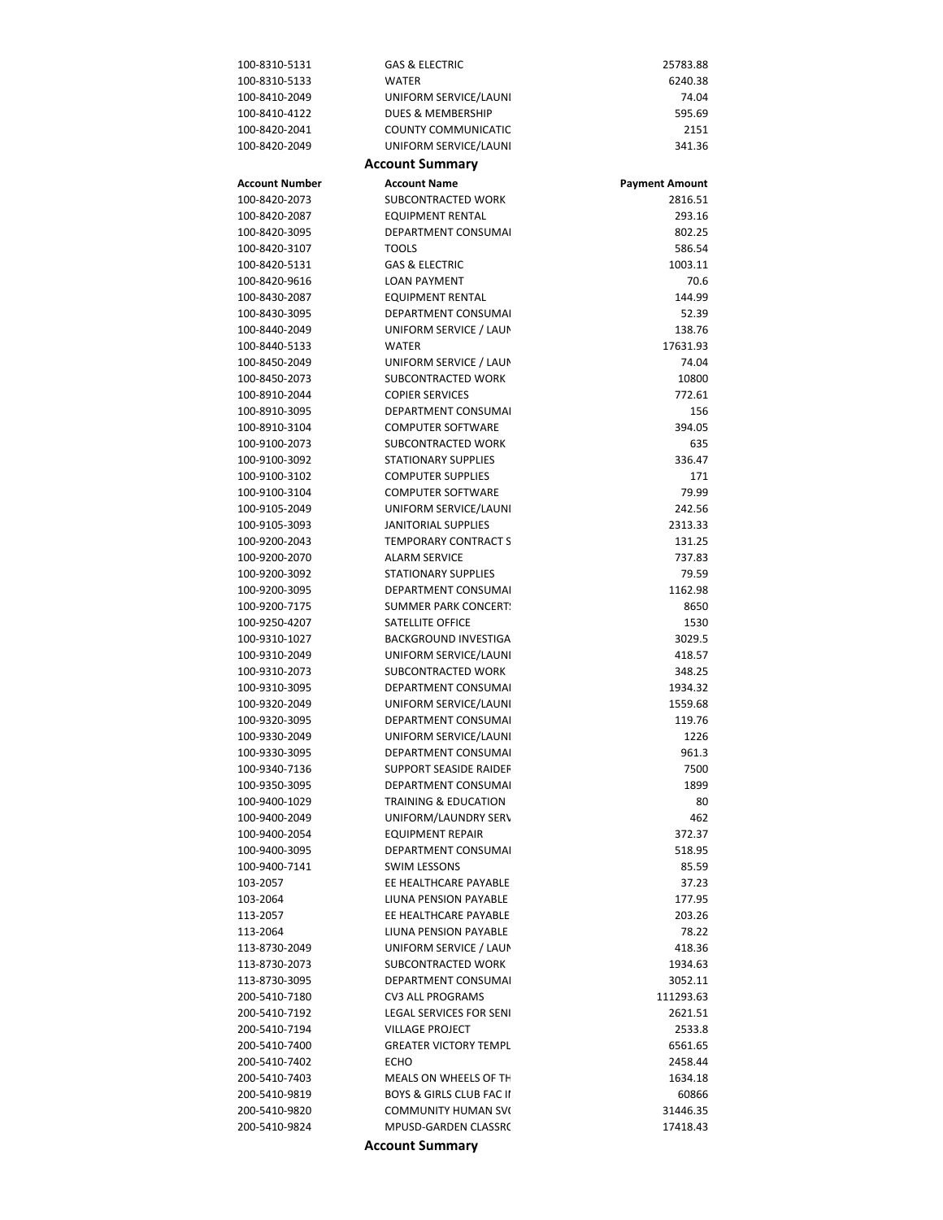| | | |
|---|---|---|
| 100-8310-5131 | GAS & ELECTRIC | 25783.88 |
| 100-8310-5133 | WATER | 6240.38 |
| 100-8410-2049 | UNIFORM SERVICE/LAUNI | 74.04 |
| 100-8410-4122 | DUES & MEMBERSHIP | 595.69 |
| 100-8420-2041 | COUNTY COMMUNICATIC | 2151 |
| 100-8420-2049 | UNIFORM SERVICE/LAUNI | 341.36 |

## Account Summary

| Account Number | Account Name | Payment Amount |
|---|---|---|
| 100-8420-2073 | SUBCONTRACTED WORK | 2816.51 |
| 100-8420-2087 | EQUIPMENT RENTAL | 293.16 |
| 100-8420-3095 | DEPARTMENT CONSUMAI | 802.25 |
| 100-8420-3107 | TOOLS | 586.54 |
| 100-8420-5131 | GAS & ELECTRIC | 1003.11 |
| 100-8420-9616 | LOAN PAYMENT | 70.6 |
| 100-8430-2087 | EQUIPMENT RENTAL | 144.99 |
| 100-8430-3095 | DEPARTMENT CONSUMAI | 52.39 |
| 100-8440-2049 | UNIFORM SERVICE / LAUN | 138.76 |
| 100-8440-5133 | WATER | 17631.93 |
| 100-8450-2049 | UNIFORM SERVICE / LAUN | 74.04 |
| 100-8450-2073 | SUBCONTRACTED WORK | 10800 |
| 100-8910-2044 | COPIER SERVICES | 772.61 |
| 100-8910-3095 | DEPARTMENT CONSUMAI | 156 |
| 100-8910-3104 | COMPUTER SOFTWARE | 394.05 |
| 100-9100-2073 | SUBCONTRACTED WORK | 635 |
| 100-9100-3092 | STATIONARY SUPPLIES | 336.47 |
| 100-9100-3102 | COMPUTER SUPPLIES | 171 |
| 100-9100-3104 | COMPUTER SOFTWARE | 79.99 |
| 100-9105-2049 | UNIFORM SERVICE/LAUNI | 242.56 |
| 100-9105-3093 | JANITORIAL SUPPLIES | 2313.33 |
| 100-9200-2043 | TEMPORARY CONTRACT S | 131.25 |
| 100-9200-2070 | ALARM SERVICE | 737.83 |
| 100-9200-3092 | STATIONARY SUPPLIES | 79.59 |
| 100-9200-3095 | DEPARTMENT CONSUMAI | 1162.98 |
| 100-9200-7175 | SUMMER PARK CONCERT! | 8650 |
| 100-9250-4207 | SATELLITE OFFICE | 1530 |
| 100-9310-1027 | BACKGROUND INVESTIGA | 3029.5 |
| 100-9310-2049 | UNIFORM SERVICE/LAUNI | 418.57 |
| 100-9310-2073 | SUBCONTRACTED WORK | 348.25 |
| 100-9310-3095 | DEPARTMENT CONSUMAI | 1934.32 |
| 100-9320-2049 | UNIFORM SERVICE/LAUNI | 1559.68 |
| 100-9320-3095 | DEPARTMENT CONSUMAI | 119.76 |
| 100-9330-2049 | UNIFORM SERVICE/LAUNI | 1226 |
| 100-9330-3095 | DEPARTMENT CONSUMAI | 961.3 |
| 100-9340-7136 | SUPPORT SEASIDE RAIDEF | 7500 |
| 100-9350-3095 | DEPARTMENT CONSUMAI | 1899 |
| 100-9400-1029 | TRAINING & EDUCATION | 80 |
| 100-9400-2049 | UNIFORM/LAUNDRY SERV | 462 |
| 100-9400-2054 | EQUIPMENT REPAIR | 372.37 |
| 100-9400-3095 | DEPARTMENT CONSUMAI | 518.95 |
| 100-9400-7141 | SWIM LESSONS | 85.59 |
| 103-2057 | EE HEALTHCARE PAYABLE | 37.23 |
| 103-2064 | LIUNA PENSION PAYABLE | 177.95 |
| 113-2057 | EE HEALTHCARE PAYABLE | 203.26 |
| 113-2064 | LIUNA PENSION PAYABLE | 78.22 |
| 113-8730-2049 | UNIFORM SERVICE / LAUN | 418.36 |
| 113-8730-2073 | SUBCONTRACTED WORK | 1934.63 |
| 113-8730-3095 | DEPARTMENT CONSUMAI | 3052.11 |
| 200-5410-7180 | CV3 ALL PROGRAMS | 111293.63 |
| 200-5410-7192 | LEGAL SERVICES FOR SENI | 2621.51 |
| 200-5410-7194 | VILLAGE PROJECT | 2533.8 |
| 200-5410-7400 | GREATER VICTORY TEMPL | 6561.65 |
| 200-5410-7402 | ECHO | 2458.44 |
| 200-5410-7403 | MEALS ON WHEELS OF TH | 1634.18 |
| 200-5410-9819 | BOYS & GIRLS CLUB FAC II | 60866 |
| 200-5410-9820 | COMMUNITY HUMAN SV( | 31446.35 |
| 200-5410-9824 | MPUSD-GARDEN CLASSR( | 17418.43 |

## Account Summary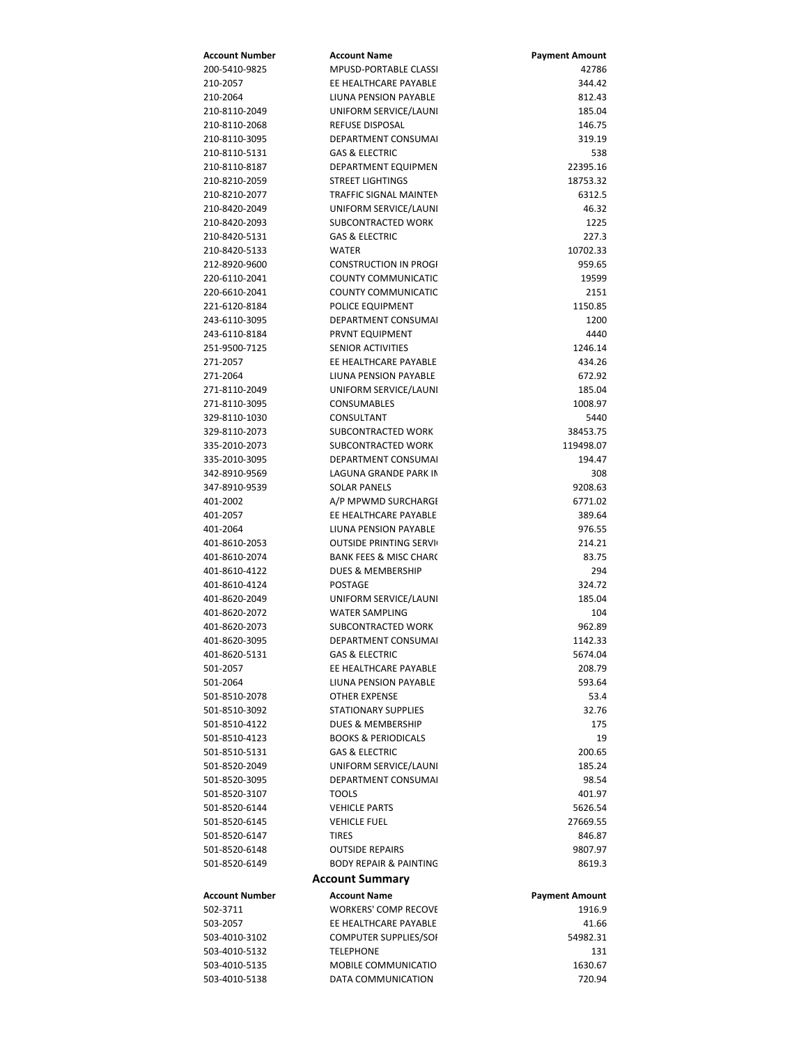| Account Number | Account Name | Payment Amount |
|---|---|---|
| 200-5410-9825 | MPUSD-PORTABLE CLASSI | 42786 |
| 210-2057 | EE HEALTHCARE PAYABLE | 344.42 |
| 210-2064 | LIUNA PENSION PAYABLE | 812.43 |
| 210-8110-2049 | UNIFORM SERVICE/LAUNI | 185.04 |
| 210-8110-2068 | REFUSE DISPOSAL | 146.75 |
| 210-8110-3095 | DEPARTMENT CONSUMAI | 319.19 |
| 210-8110-5131 | GAS & ELECTRIC | 538 |
| 210-8110-8187 | DEPARTMENT EQUIPMEN | 22395.16 |
| 210-8210-2059 | STREET LIGHTINGS | 18753.32 |
| 210-8210-2077 | TRAFFIC SIGNAL MAINTEN | 6312.5 |
| 210-8420-2049 | UNIFORM SERVICE/LAUNI | 46.32 |
| 210-8420-2093 | SUBCONTRACTED WORK | 1225 |
| 210-8420-5131 | GAS & ELECTRIC | 227.3 |
| 210-8420-5133 | WATER | 10702.33 |
| 212-8920-9600 | CONSTRUCTION IN PROGI | 959.65 |
| 220-6110-2041 | COUNTY COMMUNICATIC | 19599 |
| 220-6610-2041 | COUNTY COMMUNICATIC | 2151 |
| 221-6120-8184 | POLICE EQUIPMENT | 1150.85 |
| 243-6110-3095 | DEPARTMENT CONSUMAI | 1200 |
| 243-6110-8184 | PRVNT EQUIPMENT | 4440 |
| 251-9500-7125 | SENIOR ACTIVITIES | 1246.14 |
| 271-2057 | EE HEALTHCARE PAYABLE | 434.26 |
| 271-2064 | LIUNA PENSION PAYABLE | 672.92 |
| 271-8110-2049 | UNIFORM SERVICE/LAUNI | 185.04 |
| 271-8110-3095 | CONSUMABLES | 1008.97 |
| 329-8110-1030 | CONSULTANT | 5440 |
| 329-8110-2073 | SUBCONTRACTED WORK | 38453.75 |
| 335-2010-2073 | SUBCONTRACTED WORK | 119498.07 |
| 335-2010-3095 | DEPARTMENT CONSUMAI | 194.47 |
| 342-8910-9569 | LAGUNA GRANDE PARK IN | 308 |
| 347-8910-9539 | SOLAR PANELS | 9208.63 |
| 401-2002 | A/P MPWMD SURCHARGI | 6771.02 |
| 401-2057 | EE HEALTHCARE PAYABLE | 389.64 |
| 401-2064 | LIUNA PENSION PAYABLE | 976.55 |
| 401-8610-2053 | OUTSIDE PRINTING SERVI | 214.21 |
| 401-8610-2074 | BANK FEES & MISC CHARC | 83.75 |
| 401-8610-4122 | DUES & MEMBERSHIP | 294 |
| 401-8610-4124 | POSTAGE | 324.72 |
| 401-8620-2049 | UNIFORM SERVICE/LAUNI | 185.04 |
| 401-8620-2072 | WATER SAMPLING | 104 |
| 401-8620-2073 | SUBCONTRACTED WORK | 962.89 |
| 401-8620-3095 | DEPARTMENT CONSUMAI | 1142.33 |
| 401-8620-5131 | GAS & ELECTRIC | 5674.04 |
| 501-2057 | EE HEALTHCARE PAYABLE | 208.79 |
| 501-2064 | LIUNA PENSION PAYABLE | 593.64 |
| 501-8510-2078 | OTHER EXPENSE | 53.4 |
| 501-8510-3092 | STATIONARY SUPPLIES | 32.76 |
| 501-8510-4122 | DUES & MEMBERSHIP | 175 |
| 501-8510-4123 | BOOKS & PERIODICALS | 19 |
| 501-8510-5131 | GAS & ELECTRIC | 200.65 |
| 501-8520-2049 | UNIFORM SERVICE/LAUNI | 185.24 |
| 501-8520-3095 | DEPARTMENT CONSUMAI | 98.54 |
| 501-8520-3107 | TOOLS | 401.97 |
| 501-8520-6144 | VEHICLE PARTS | 5626.54 |
| 501-8520-6145 | VEHICLE FUEL | 27669.55 |
| 501-8520-6147 | TIRES | 846.87 |
| 501-8520-6148 | OUTSIDE REPAIRS | 9807.97 |
| 501-8520-6149 | BODY REPAIR & PAINTING | 8619.3 |

## Account Summary

| Account Number | Account Name | Payment Amount |
|---|---|---|
| 502-3711 | WORKERS' COMP RECOVE | 1916.9 |
| 503-2057 | EE HEALTHCARE PAYABLE | 41.66 |
| 503-4010-3102 | COMPUTER SUPPLIES/SOI | 54982.31 |
| 503-4010-5132 | TELEPHONE | 131 |
| 503-4010-5135 | MOBILE COMMUNICATIO | 1630.67 |
| 503-4010-5138 | DATA COMMUNICATION | 720.94 |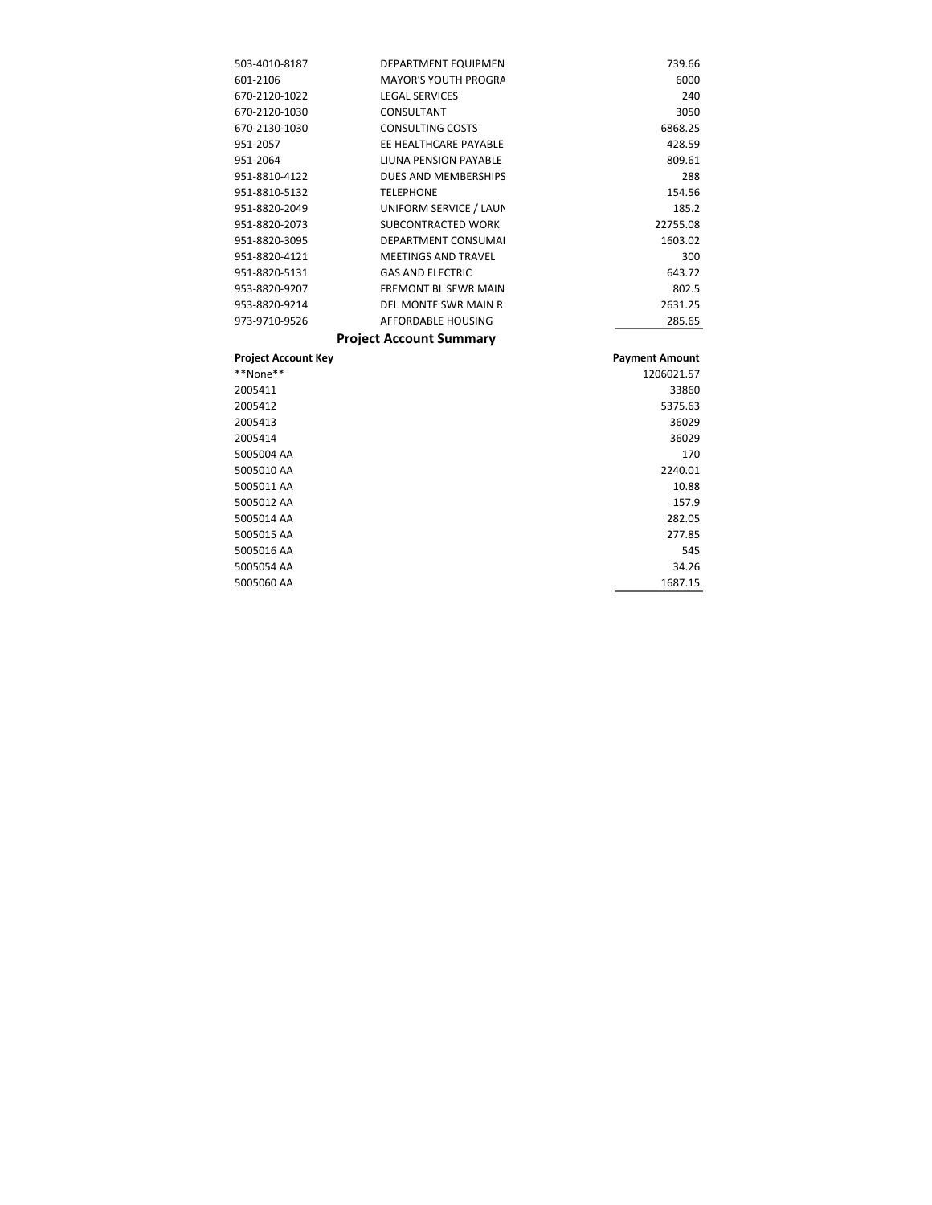| | | |
|---|---|---|
| 503-4010-8187 | DEPARTMENT EQUIPMEN | 739.66 |
| 601-2106 | MAYOR'S YOUTH PROGRA | 6000 |
| 670-2120-1022 | LEGAL SERVICES | 240 |
| 670-2120-1030 | CONSULTANT | 3050 |
| 670-2130-1030 | CONSULTING COSTS | 6868.25 |
| 951-2057 | EE HEALTHCARE PAYABLE | 428.59 |
| 951-2064 | LIUNA PENSION PAYABLE | 809.61 |
| 951-8810-4122 | DUES AND MEMBERSHIPS | 288 |
| 951-8810-5132 | TELEPHONE | 154.56 |
| 951-8820-2049 | UNIFORM SERVICE / LAUN | 185.2 |
| 951-8820-2073 | SUBCONTRACTED WORK | 22755.08 |
| 951-8820-3095 | DEPARTMENT CONSUMAI | 1603.02 |
| 951-8820-4121 | MEETINGS AND TRAVEL | 300 |
| 951-8820-5131 | GAS AND ELECTRIC | 643.72 |
| 953-8820-9207 | FREMONT BL SEWR MAIN | 802.5 |
| 953-8820-9214 | DEL MONTE SWR MAIN R | 2631.25 |
| 973-9710-9526 | AFFORDABLE HOUSING | 285.65 |

## Project Account Summary

| Project Account Key | Payment Amount |
|---|---|
| **None** | 1206021.57 |
| 2005411 | 33860 |
| 2005412 | 5375.63 |
| 2005413 | 36029 |
| 2005414 | 36029 |
| 5005004 AA | 170 |
| 5005010 AA | 2240.01 |
| 5005011 AA | 10.88 |
| 5005012 AA | 157.9 |
| 5005014 AA | 282.05 |
| 5005015 AA | 277.85 |
| 5005016 AA | 545 |
| 5005054 AA | 34.26 |
| 5005060 AA | 1687.15 |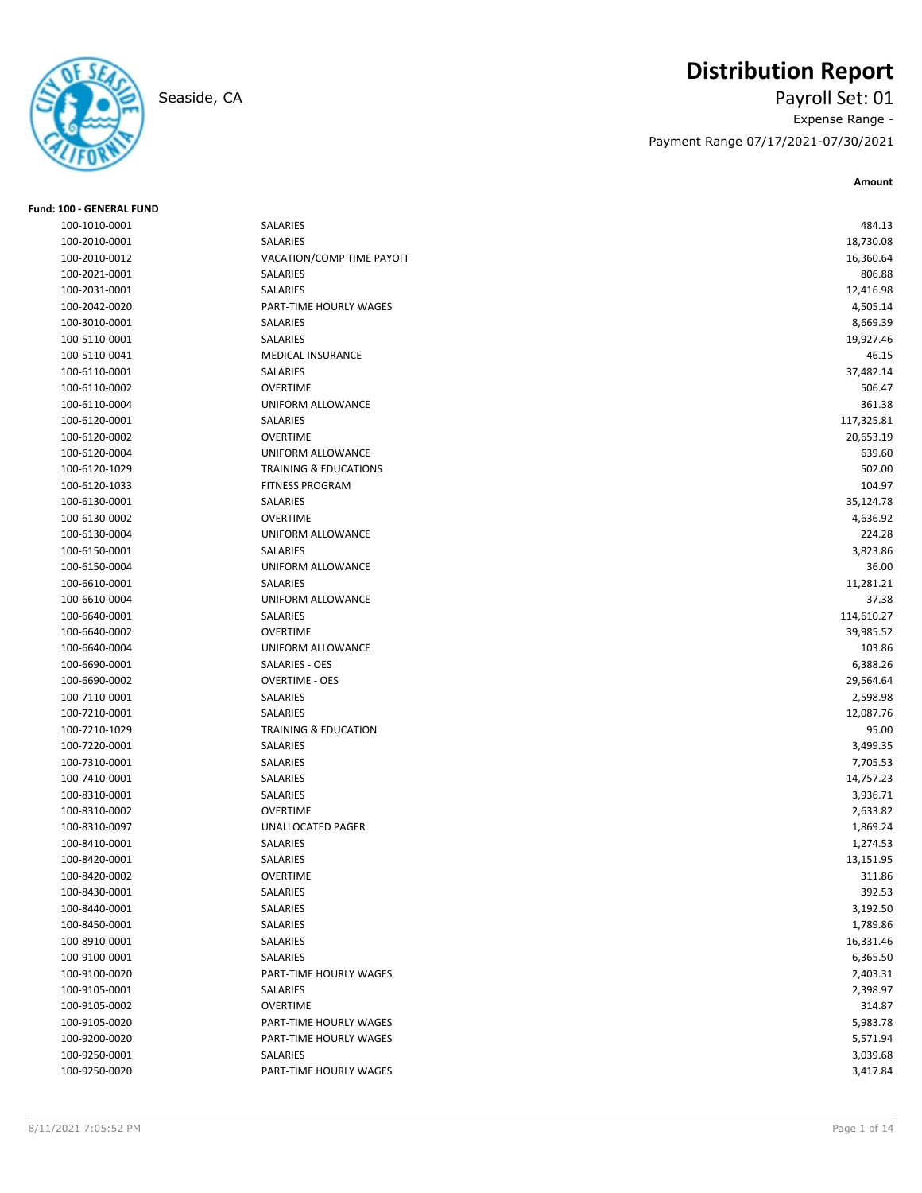# Distribution Report

Seaside, CA

Payroll Set: 01

Expense Range -

Payment Range 07/17/2021-07/30/2021

**Fund: 100 - GENERAL FUND**

| Account | Description | Amount |
|---|---|---|
| 100-1010-0001 | SALARIES | 484.13 |
| 100-2010-0001 | SALARIES | 18,730.08 |
| 100-2010-0012 | VACATION/COMP TIME PAYOFF | 16,360.64 |
| 100-2021-0001 | SALARIES | 806.88 |
| 100-2031-0001 | SALARIES | 12,416.98 |
| 100-2042-0020 | PART-TIME HOURLY WAGES | 4,505.14 |
| 100-3010-0001 | SALARIES | 8,669.39 |
| 100-5110-0001 | SALARIES | 19,927.46 |
| 100-5110-0041 | MEDICAL INSURANCE | 46.15 |
| 100-6110-0001 | SALARIES | 37,482.14 |
| 100-6110-0002 | OVERTIME | 506.47 |
| 100-6110-0004 | UNIFORM ALLOWANCE | 361.38 |
| 100-6120-0001 | SALARIES | 117,325.81 |
| 100-6120-0002 | OVERTIME | 20,653.19 |
| 100-6120-0004 | UNIFORM ALLOWANCE | 639.60 |
| 100-6120-1029 | TRAINING & EDUCATIONS | 502.00 |
| 100-6120-1033 | FITNESS PROGRAM | 104.97 |
| 100-6130-0001 | SALARIES | 35,124.78 |
| 100-6130-0002 | OVERTIME | 4,636.92 |
| 100-6130-0004 | UNIFORM ALLOWANCE | 224.28 |
| 100-6150-0001 | SALARIES | 3,823.86 |
| 100-6150-0004 | UNIFORM ALLOWANCE | 36.00 |
| 100-6610-0001 | SALARIES | 11,281.21 |
| 100-6610-0004 | UNIFORM ALLOWANCE | 37.38 |
| 100-6640-0001 | SALARIES | 114,610.27 |
| 100-6640-0002 | OVERTIME | 39,985.52 |
| 100-6640-0004 | UNIFORM ALLOWANCE | 103.86 |
| 100-6690-0001 | SALARIES - OES | 6,388.26 |
| 100-6690-0002 | OVERTIME - OES | 29,564.64 |
| 100-7110-0001 | SALARIES | 2,598.98 |
| 100-7210-0001 | SALARIES | 12,087.76 |
| 100-7210-1029 | TRAINING & EDUCATION | 95.00 |
| 100-7220-0001 | SALARIES | 3,499.35 |
| 100-7310-0001 | SALARIES | 7,705.53 |
| 100-7410-0001 | SALARIES | 14,757.23 |
| 100-8310-0001 | SALARIES | 3,936.71 |
| 100-8310-0002 | OVERTIME | 2,633.82 |
| 100-8310-0097 | UNALLOCATED PAGER | 1,869.24 |
| 100-8410-0001 | SALARIES | 1,274.53 |
| 100-8420-0001 | SALARIES | 13,151.95 |
| 100-8420-0002 | OVERTIME | 311.86 |
| 100-8430-0001 | SALARIES | 392.53 |
| 100-8440-0001 | SALARIES | 3,192.50 |
| 100-8450-0001 | SALARIES | 1,789.86 |
| 100-8910-0001 | SALARIES | 16,331.46 |
| 100-9100-0001 | SALARIES | 6,365.50 |
| 100-9100-0020 | PART-TIME HOURLY WAGES | 2,403.31 |
| 100-9105-0001 | SALARIES | 2,398.97 |
| 100-9105-0002 | OVERTIME | 314.87 |
| 100-9105-0020 | PART-TIME HOURLY WAGES | 5,983.78 |
| 100-9200-0020 | PART-TIME HOURLY WAGES | 5,571.94 |
| 100-9250-0001 | SALARIES | 3,039.68 |
| 100-9250-0020 | PART-TIME HOURLY WAGES | 3,417.84 |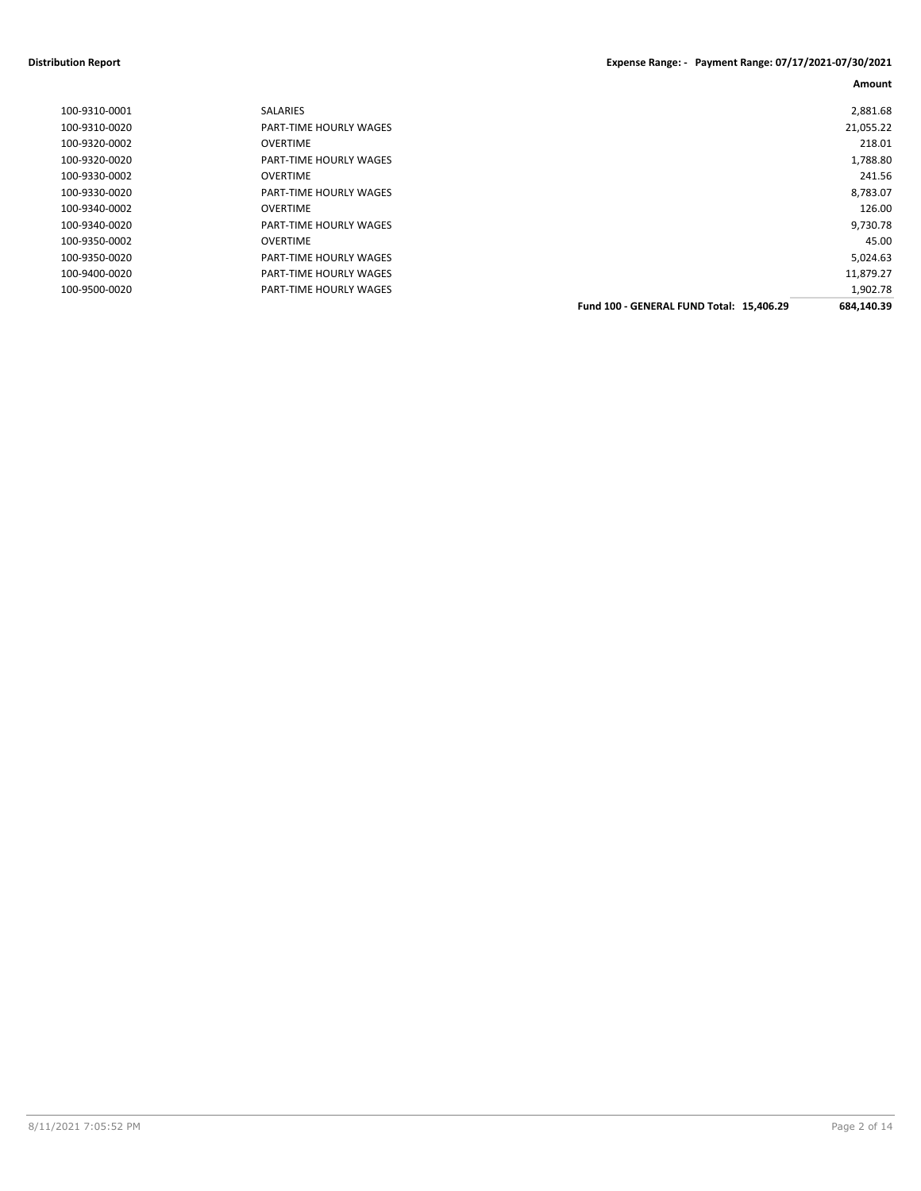**Distribution Report** **Expense Range: - Payment Range: 07/17/2021-07/30/2021**

| | | | Amount |
|---|---|---|---|
| 100-9310-0001 | SALARIES | | 2,881.68 |
| 100-9310-0020 | PART-TIME HOURLY WAGES | | 21,055.22 |
| 100-9320-0002 | OVERTIME | | 218.01 |
| 100-9320-0020 | PART-TIME HOURLY WAGES | | 1,788.80 |
| 100-9330-0002 | OVERTIME | | 241.56 |
| 100-9330-0020 | PART-TIME HOURLY WAGES | | 8,783.07 |
| 100-9340-0002 | OVERTIME | | 126.00 |
| 100-9340-0020 | PART-TIME HOURLY WAGES | | 9,730.78 |
| 100-9350-0002 | OVERTIME | | 45.00 |
| 100-9350-0020 | PART-TIME HOURLY WAGES | | 5,024.63 |
| 100-9400-0020 | PART-TIME HOURLY WAGES | | 11,879.27 |
| 100-9500-0020 | PART-TIME HOURLY WAGES | | 1,902.78 |
| | | **Fund 100 - GENERAL FUND Total: 15,406.29** | **684,140.39** |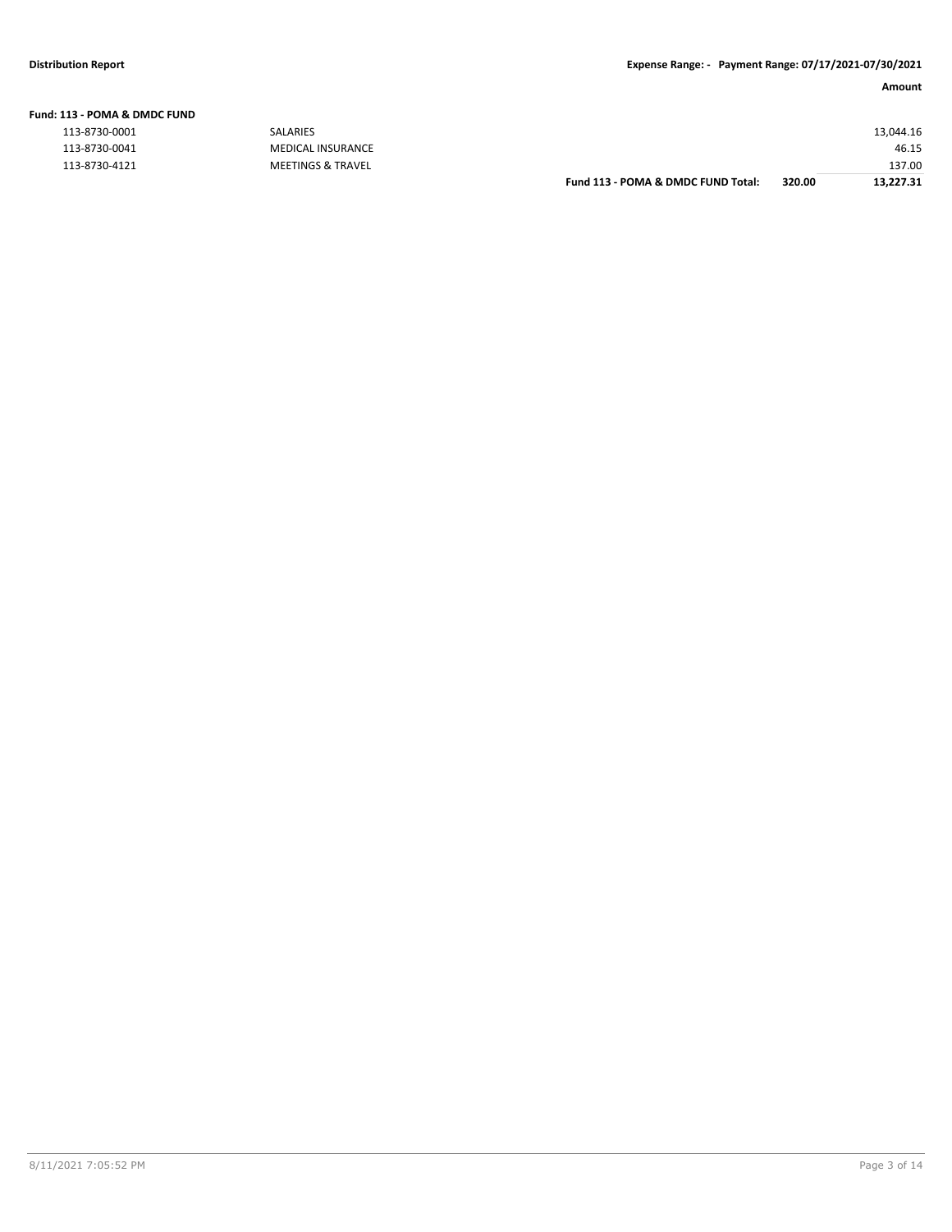**Fund: 113 - POMA & DMDC FUND**

| Account | Description | | | Amount |
|---|---|---|---|---|
| 113-8730-0001 | SALARIES | | | 13,044.16 |
| 113-8730-0041 | MEDICAL INSURANCE | | | 46.15 |
| 113-8730-4121 | MEETINGS & TRAVEL | | | 137.00 |
| | | **Fund 113 - POMA & DMDC FUND Total:** | **320.00** | **13,227.31** |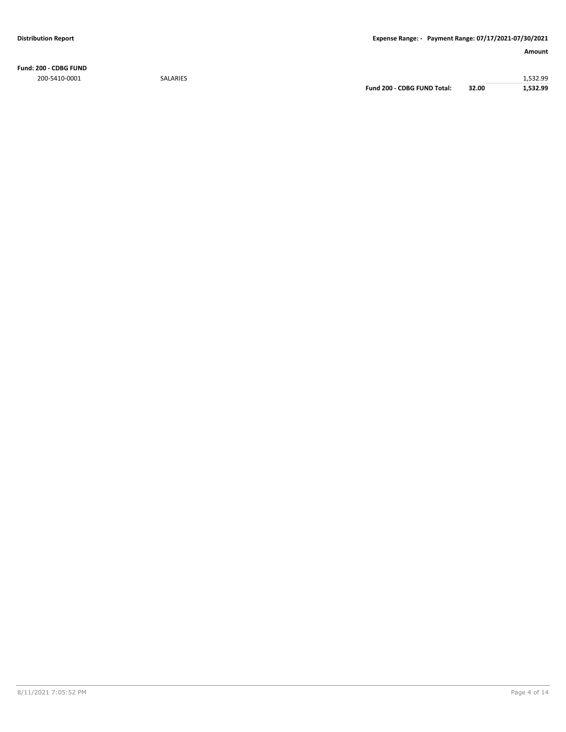**Fund: 200 - CDBG FUND**

| | | | | Amount |
|---|---|---|---|---|
| 200-5410-0001 | SALARIES | | | 1,532.99 |
| | | **Fund 200 - CDBG FUND Total:** | **32.00** | **1,532.99** |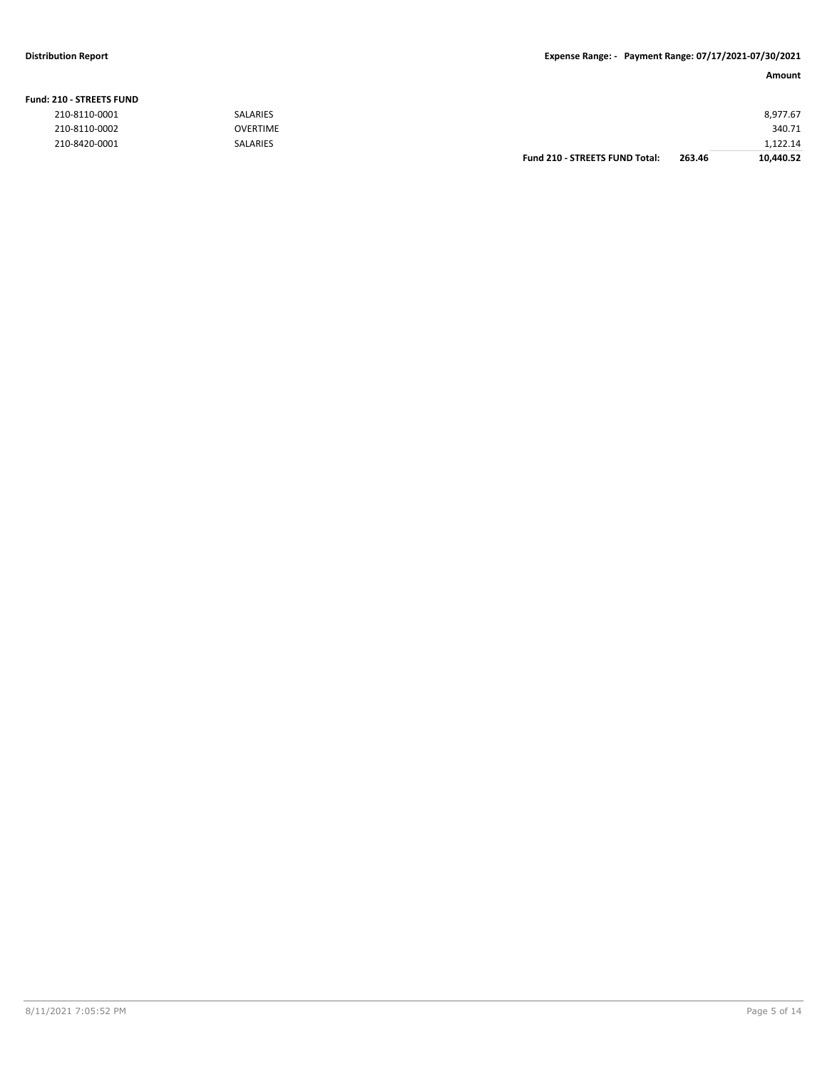**Distribution Report** | **Expense Range: - Payment Range: 07/17/2021-07/30/2021**

| | | | | Amount |
|---|---|---|---|---|
| **Fund: 210 - STREETS FUND** | | | | |
| 210-8110-0001 | SALARIES | | | 8,977.67 |
| 210-8110-0002 | OVERTIME | | | 340.71 |
| 210-8420-0001 | SALARIES | | | 1,122.14 |
| | | **Fund 210 - STREETS FUND Total:** | **263.46** | **10,440.52** |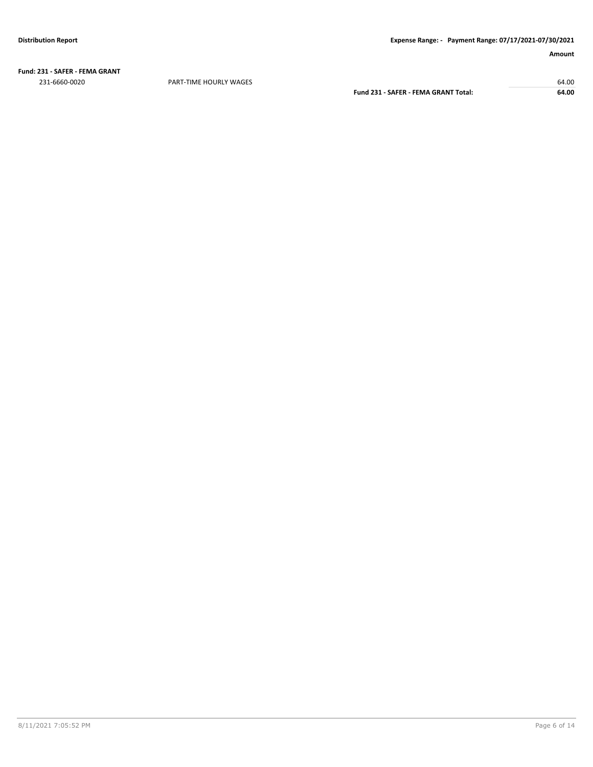| | | Amount |
|---|---|---|
| **Fund: 231 - SAFER - FEMA GRANT** | | |
| 231-6660-0020 | PART-TIME HOURLY WAGES | 64.00 |
| | **Fund 231 - SAFER - FEMA GRANT Total:** | **64.00** |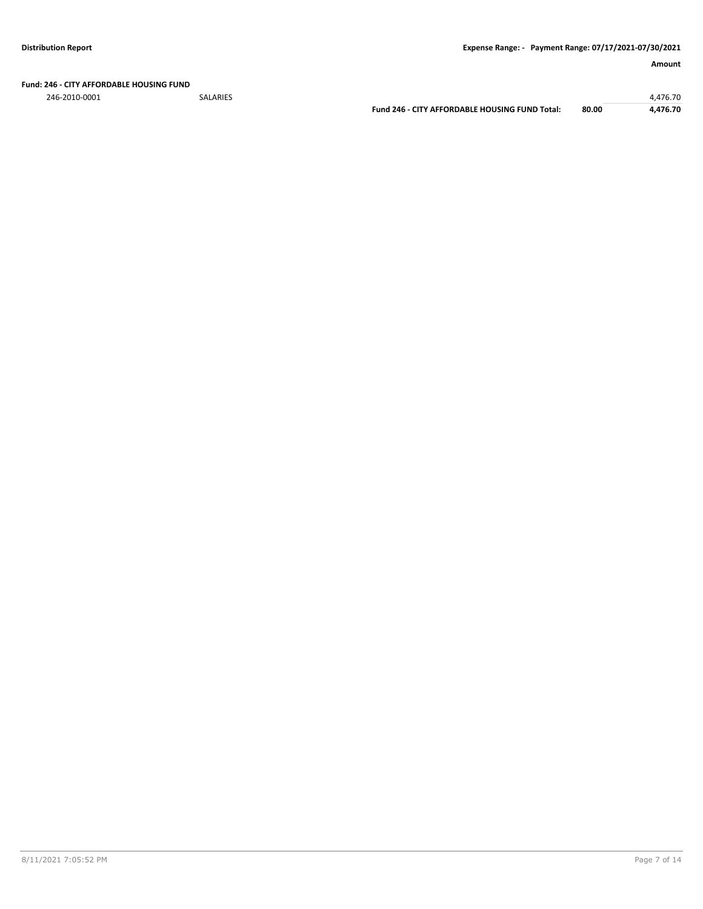**Fund: 246 - CITY AFFORDABLE HOUSING FUND**

| Account | Description | | | Amount |
|---|---|---|---|---|
| 246-2010-0001 | SALARIES | | | 4,476.70 |
| | | **Fund 246 - CITY AFFORDABLE HOUSING FUND Total:** | **80.00** | **4,476.70** |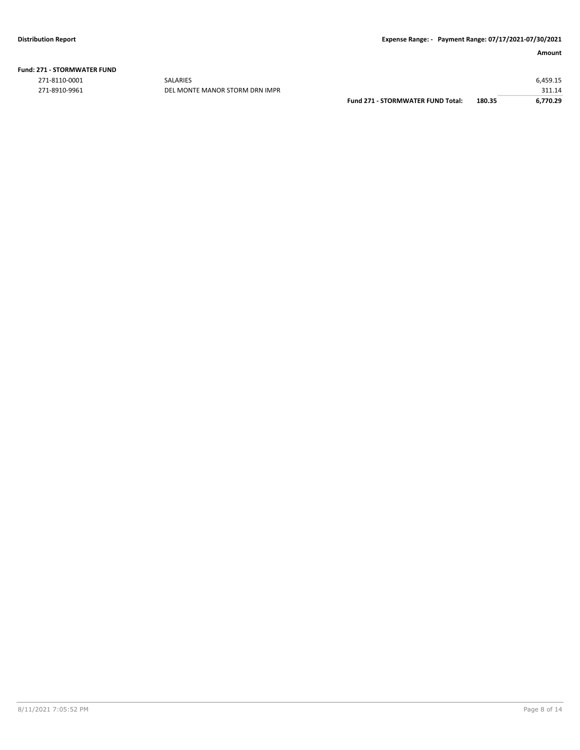**Fund: 271 - STORMWATER FUND**

| Account | Description | | | Amount |
|---|---|---|---|---|
| 271-8110-0001 | SALARIES | | | 6,459.15 |
| 271-8910-9961 | DEL MONTE MANOR STORM DRN IMPR | | | 311.14 |
| | | **Fund 271 - STORMWATER FUND Total:** | **180.35** | **6,770.29** |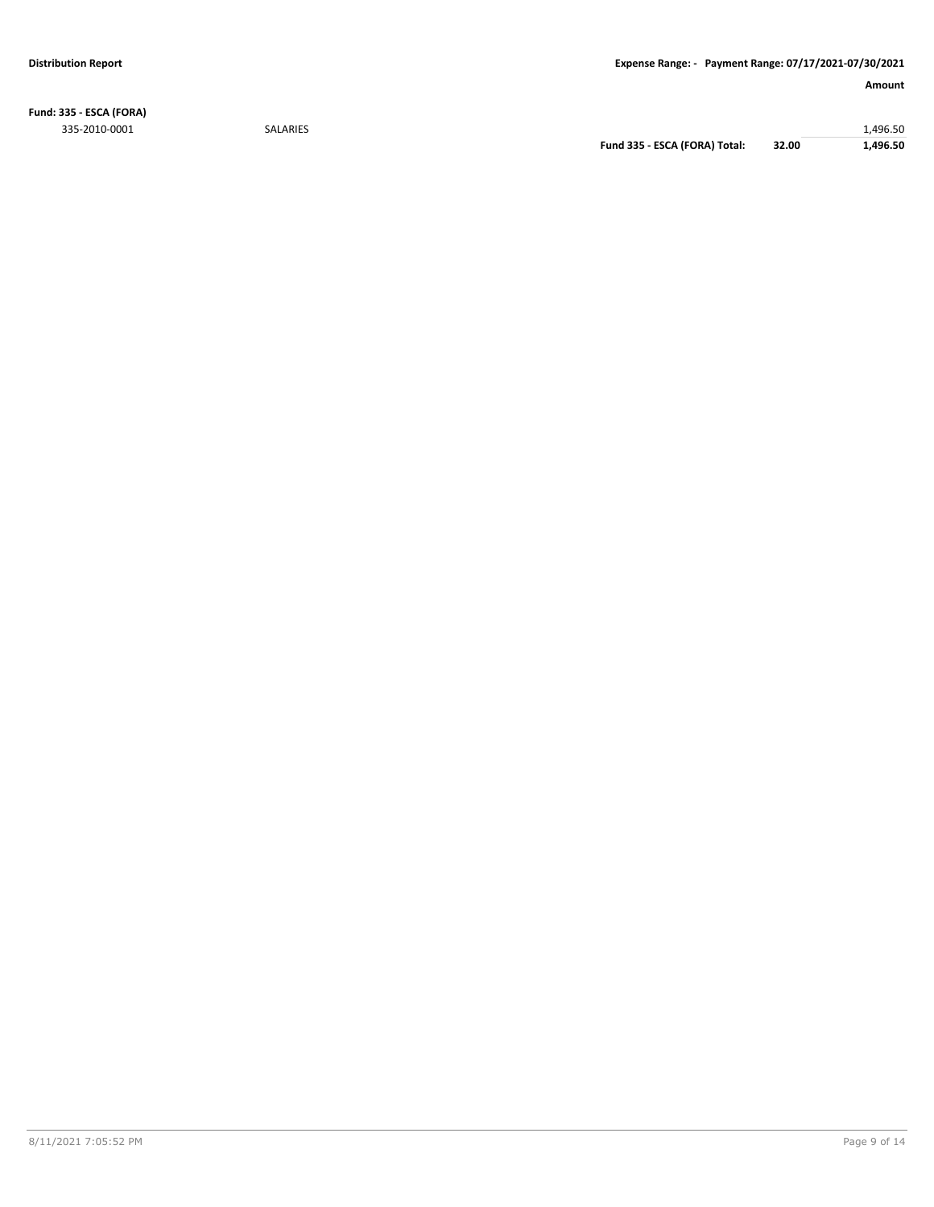**Fund: 335 - ESCA (FORA)**

| Account | Description | | | Amount |
|---|---|---|---|---|
| 335-2010-0001 | SALARIES | | | 1,496.50 |
| | | **Fund 335 - ESCA (FORA) Total:** | **32.00** | **1,496.50** |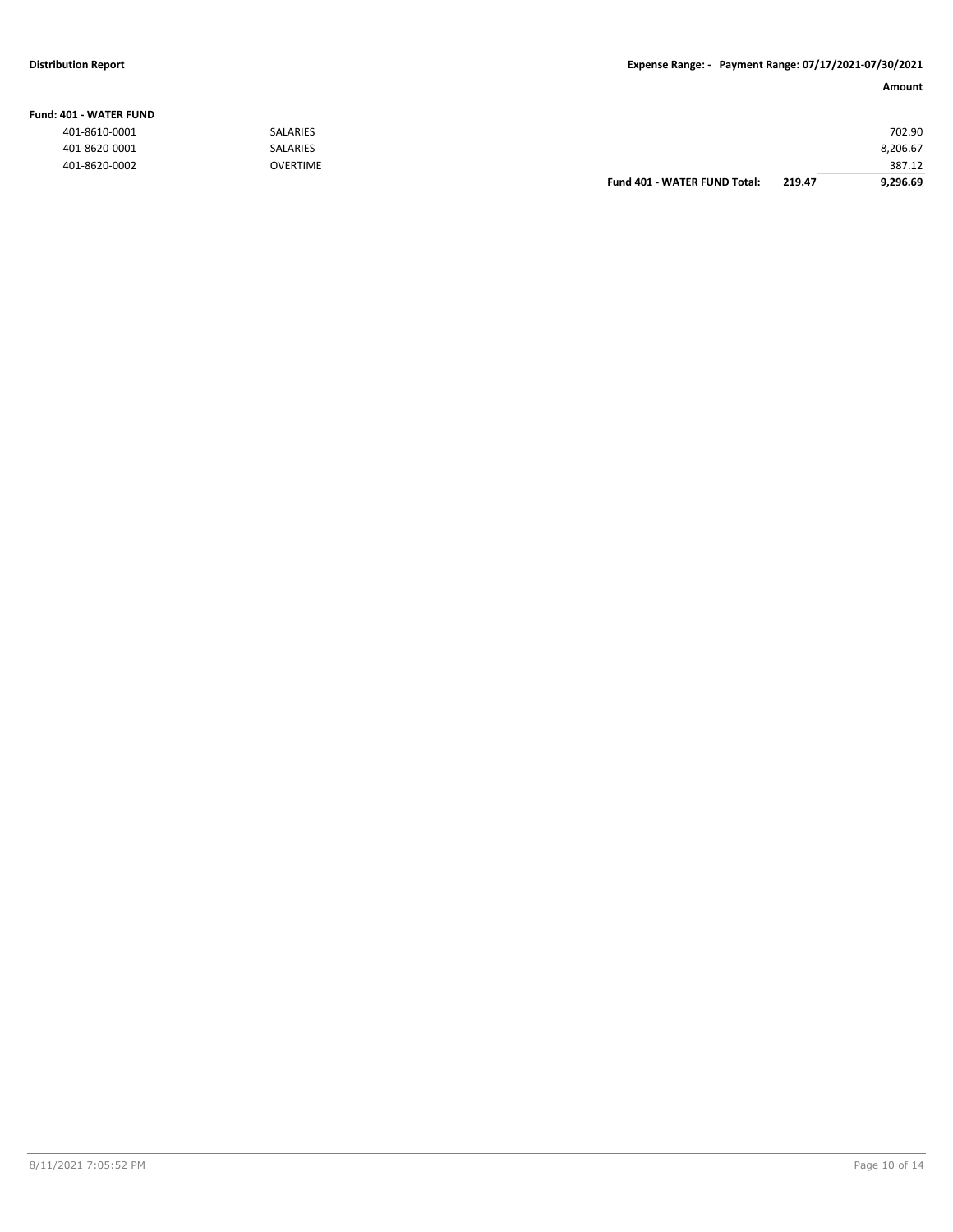**Distribution Report** **Expense Range: - Payment Range: 07/17/2021-07/30/2021**

| | | | | Amount |
|---|---|---|---|---|
| **Fund: 401 - WATER FUND** | | | | |
| 401-8610-0001 | SALARIES | | | 702.90 |
| 401-8620-0001 | SALARIES | | | 8,206.67 |
| 401-8620-0002 | OVERTIME | | | 387.12 |
| | | **Fund 401 - WATER FUND Total:** | **219.47** | **9,296.69** |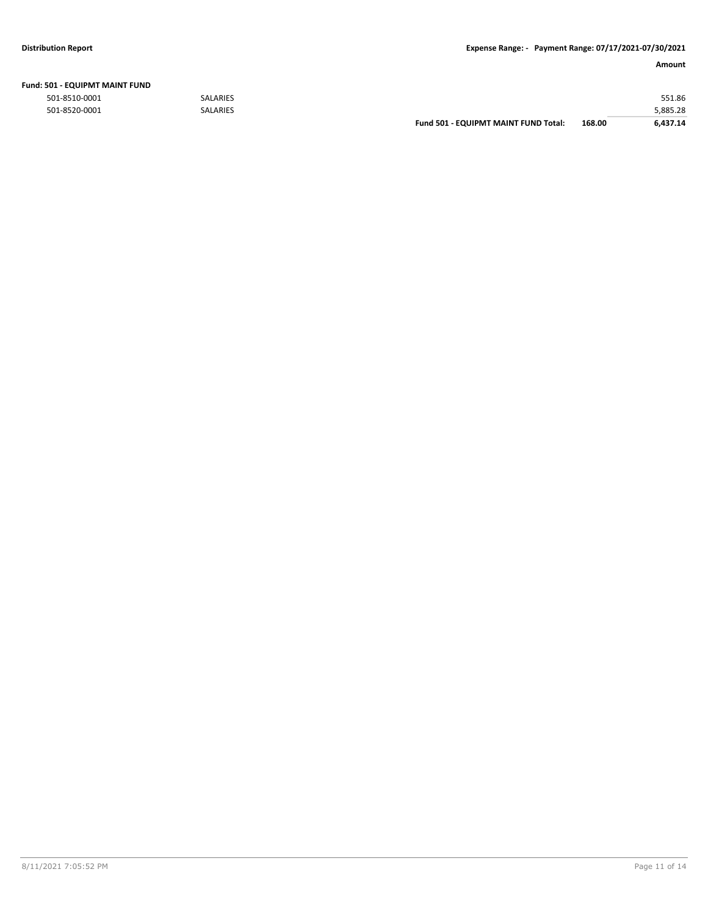**Fund: 501 - EQUIPMT MAINT FUND**

| Account | Description | | | Amount |
|---|---|---|---|---|
| 501-8510-0001 | SALARIES | | | 551.86 |
| 501-8520-0001 | SALARIES | | | 5,885.28 |
| | | **Fund 501 - EQUIPMT MAINT FUND Total:** | **168.00** | **6,437.14** |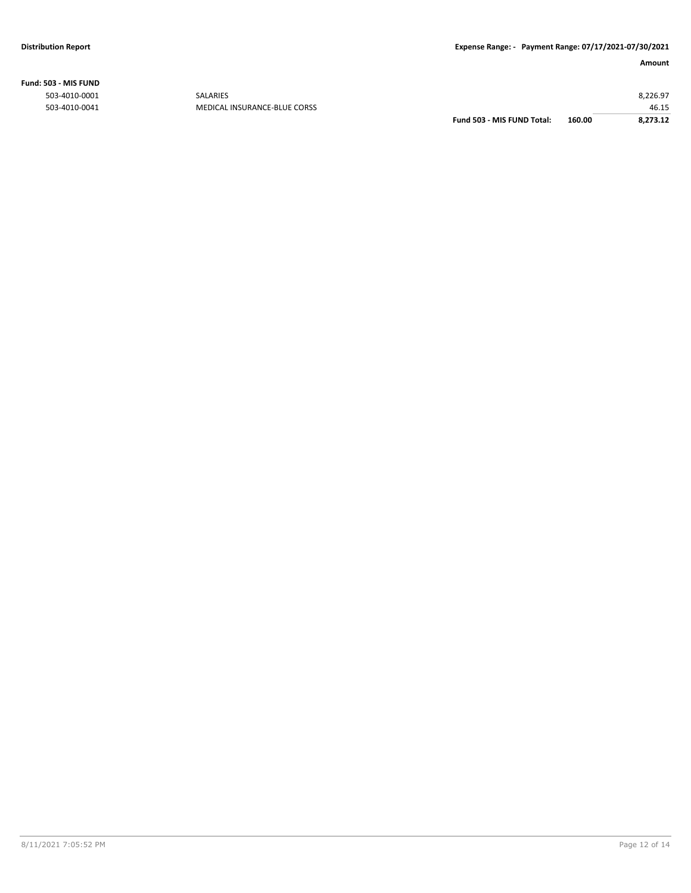**Fund: 503 - MIS FUND**

| | | | | Amount |
|---|---|---|---|---|
| 503-4010-0001 | SALARIES | | | 8,226.97 |
| 503-4010-0041 | MEDICAL INSURANCE-BLUE CORSS | | | 46.15 |
| | | **Fund 503 - MIS FUND Total:** | **160.00** | **8,273.12** |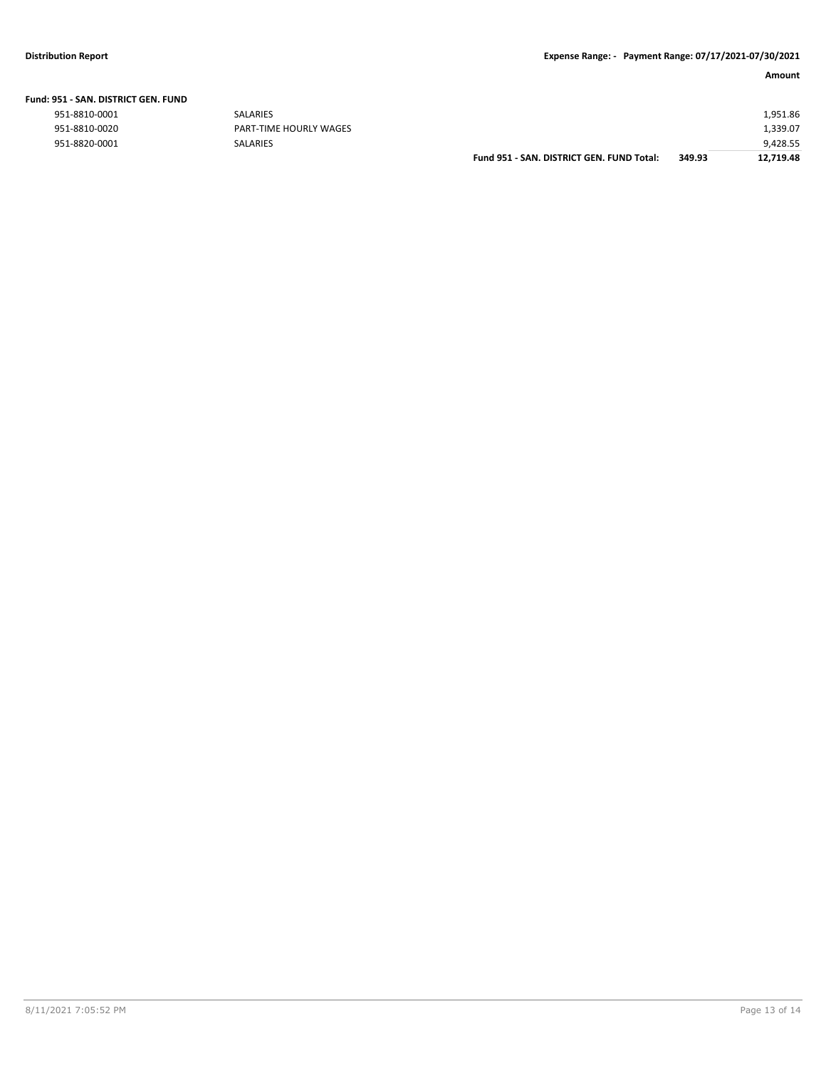| | | | Amount |
|---|---|---|---|
| **Fund: 951 - SAN. DISTRICT GEN. FUND** | | | |
| 951-8810-0001 | SALARIES | | 1,951.86 |
| 951-8810-0020 | PART-TIME HOURLY WAGES | | 1,339.07 |
| 951-8820-0001 | SALARIES | | 9,428.55 |
| | **Fund 951 - SAN. DISTRICT GEN. FUND Total:** | **349.93** | **12,719.48** |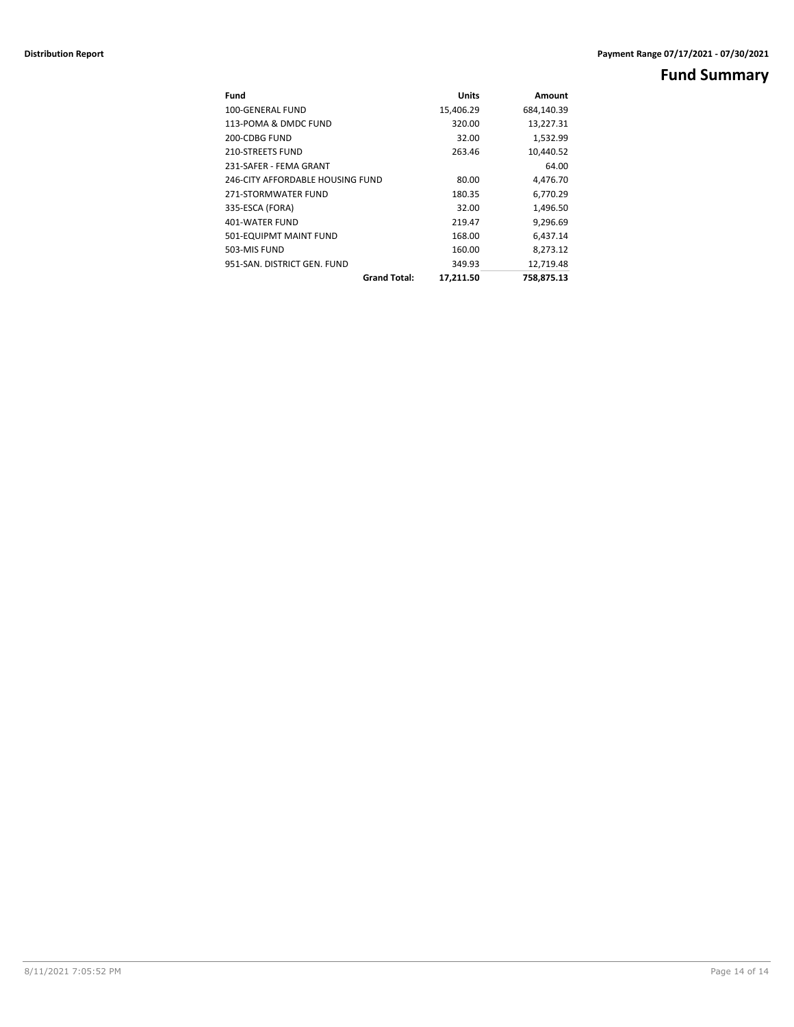# Fund Summary

| Fund | Units | Amount |
|---|---|---|
| 100-GENERAL FUND | 15,406.29 | 684,140.39 |
| 113-POMA & DMDC FUND | 320.00 | 13,227.31 |
| 200-CDBG FUND | 32.00 | 1,532.99 |
| 210-STREETS FUND | 263.46 | 10,440.52 |
| 231-SAFER - FEMA GRANT | | 64.00 |
| 246-CITY AFFORDABLE HOUSING FUND | 80.00 | 4,476.70 |
| 271-STORMWATER FUND | 180.35 | 6,770.29 |
| 335-ESCA (FORA) | 32.00 | 1,496.50 |
| 401-WATER FUND | 219.47 | 9,296.69 |
| 501-EQUIPMT MAINT FUND | 168.00 | 6,437.14 |
| 503-MIS FUND | 160.00 | 8,273.12 |
| 951-SAN. DISTRICT GEN. FUND | 349.93 | 12,719.48 |
| **Grand Total:** | **17,211.50** | **758,875.13** |